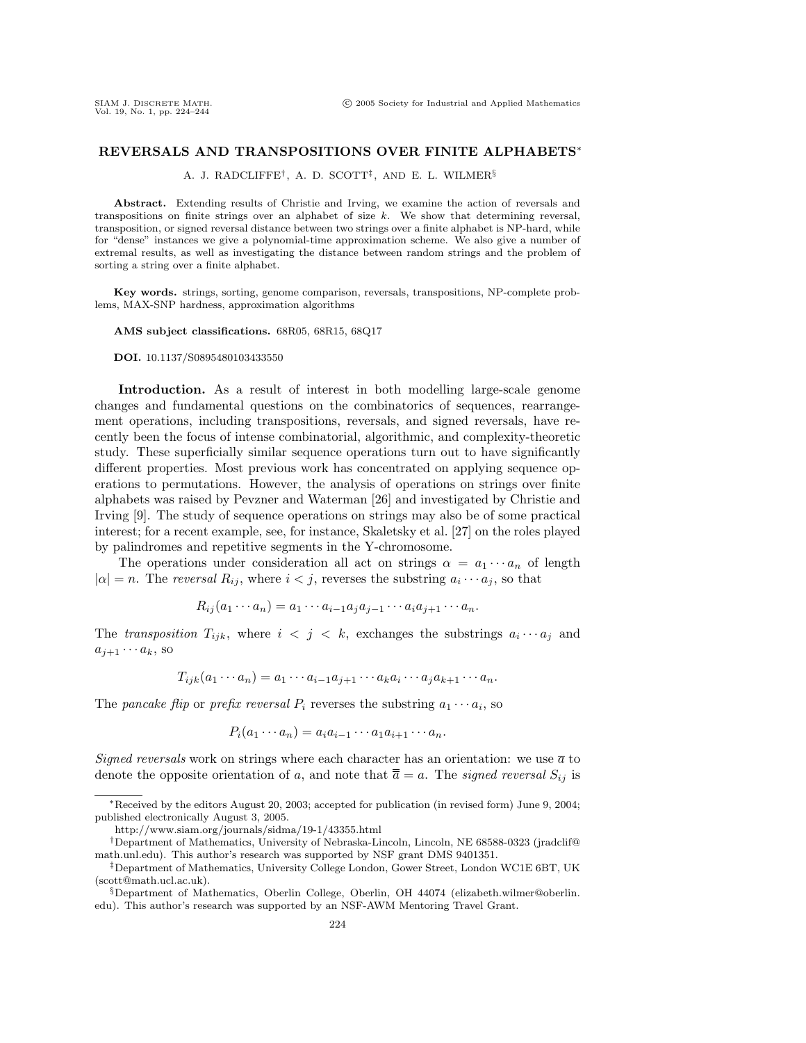# REVERSALS AND TRANSPOSITIONS OVER FINITE ALPHABETS*

A. J. RADCLIFFE†, A. D. SCOTT‡, AND E. L. WILMER§

**Abstract.** Extending results of Christie and Irving, we examine the action of reversals and transpositions on finite strings over an alphabet of size $k$. We show that determining reversal, transposition, or signed reversal distance between two strings over a finite alphabet is NP-hard, while for "dense" instances we give a polynomial-time approximation scheme. We also give a number of extremal results, as well as investigating the distance between random strings and the problem of sorting a string over a finite alphabet.

**Key words.** strings, sorting, genome comparison, reversals, transpositions, NP-complete problems, MAX-SNP hardness, approximation algorithms

**AMS subject classifications.** 68R05, 68R15, 68Q17

**DOI.** 10.1137/S0895480103433550

**Introduction.** As a result of interest in both modelling large-scale genome changes and fundamental questions on the combinatorics of sequences, rearrangement operations, including transpositions, reversals, and signed reversals, have recently been the focus of intense combinatorial, algorithmic, and complexity-theoretic study. These superficially similar sequence operations turn out to have significantly different properties. Most previous work has concentrated on applying sequence operations to permutations. However, the analysis of operations on strings over finite alphabets was raised by Pevzner and Waterman [26] and investigated by Christie and Irving [9]. The study of sequence operations on strings may also be of some practical interest; for a recent example, see, for instance, Skaletsky et al. [27] on the roles played by palindromes and repetitive segments in the Y-chromosome.

The operations under consideration all act on strings $\alpha = a_1 \cdots a_n$ of length $|\alpha| = n$. The *reversal* $R_{ij}$, where $i < j$, reverses the substring $a_i \cdots a_j$, so that

$$R_{ij}(a_1 \cdots a_n) = a_1 \cdots a_{i-1} a_j a_{j-1} \cdots a_i a_{j+1} \cdots a_n.$$

The *transposition* $T_{ijk}$, where $i < j < k$, exchanges the substrings $a_i \cdots a_j$ and $a_{j+1} \cdots a_k$, so

$$T_{ijk}(a_1 \cdots a_n) = a_1 \cdots a_{i-1} a_{j+1} \cdots a_k a_i \cdots a_j a_{k+1} \cdots a_n.$$

The *pancake flip* or *prefix reversal* $P_i$ reverses the substring $a_1 \cdots a_i$, so

$$P_i(a_1 \cdots a_n) = a_i a_{i-1} \cdots a_1 a_{i+1} \cdots a_n.$$

*Signed reversals* work on strings where each character has an orientation: we use $\overline{a}$ to denote the opposite orientation of $a$, and note that $\overline{\overline{a}} = a$. The *signed reversal* $S_{ij}$ is

---

*Received by the editors August 20, 2003; accepted for publication (in revised form) June 9, 2004; published electronically August 3, 2005.

http://www.siam.org/journals/sidma/19-1/43355.html

†Department of Mathematics, University of Nebraska-Lincoln, Lincoln, NE 68588-0323 (jradclif@math.unl.edu). This author's research was supported by NSF grant DMS 9401351.

‡Department of Mathematics, University College London, Gower Street, London WC1E 6BT, UK (scott@math.ucl.ac.uk).

§Department of Mathematics, Oberlin College, Oberlin, OH 44074 (elizabeth.wilmer@oberlin.edu). This author's research was supported by an NSF-AWM Mentoring Travel Grant.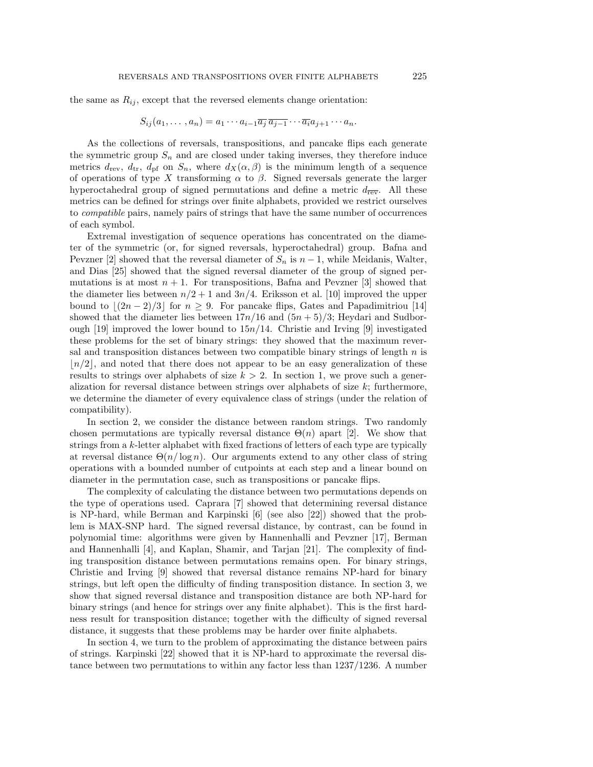the same as $R_{ij}$, except that the reversed elements change orientation:

$$S_{ij}(a_1, \dots, a_n) = a_1 \cdots a_{i-1} \overline{a_j}\, \overline{a_{j-1}} \cdots \overline{a_i} a_{j+1} \cdots a_n.$$

As the collections of reversals, transpositions, and pancake flips each generate the symmetric group $S_n$ and are closed under taking inverses, they therefore induce metrics $d_{\mathrm{rev}}$, $d_{\mathrm{tr}}$, $d_{\mathrm{pf}}$ on $S_n$, where $d_X(\alpha, \beta)$ is the minimum length of a sequence of operations of type $X$ transforming $\alpha$ to $\beta$. Signed reversals generate the larger hyperoctahedral group of signed permutations and define a metric $d_{\overline{\mathrm{rev}}}$. All these metrics can be defined for strings over finite alphabets, provided we restrict ourselves to *compatible* pairs, namely pairs of strings that have the same number of occurrences of each symbol.

Extremal investigation of sequence operations has concentrated on the diameter of the symmetric (or, for signed reversals, hyperoctahedral) group. Bafna and Pevzner [2] showed that the reversal diameter of $S_n$ is $n-1$, while Meidanis, Walter, and Dias [25] showed that the signed reversal diameter of the group of signed permutations is at most $n+1$. For transpositions, Bafna and Pevzner [3] showed that the diameter lies between $n/2+1$ and $3n/4$. Eriksson et al. [10] improved the upper bound to $\lfloor (2n-2)/3 \rfloor$ for $n \geq 9$. For pancake flips, Gates and Papadimitriou [14] showed that the diameter lies between $17n/16$ and $(5n+5)/3$; Heydari and Sudborough [19] improved the lower bound to $15n/14$. Christie and Irving [9] investigated these problems for the set of binary strings: they showed that the maximum reversal and transposition distances between two compatible binary strings of length $n$ is $\lfloor n/2 \rfloor$, and noted that there does not appear to be an easy generalization of these results to strings over alphabets of size $k > 2$. In section 1, we prove such a generalization for reversal distance between strings over alphabets of size $k$; furthermore, we determine the diameter of every equivalence class of strings (under the relation of compatibility).

In section 2, we consider the distance between random strings. Two randomly chosen permutations are typically reversal distance $\Theta(n)$ apart [2]. We show that strings from a $k$-letter alphabet with fixed fractions of letters of each type are typically at reversal distance $\Theta(n/\log n)$. Our arguments extend to any other class of string operations with a bounded number of cutpoints at each step and a linear bound on diameter in the permutation case, such as transpositions or pancake flips.

The complexity of calculating the distance between two permutations depends on the type of operations used. Caprara [7] showed that determining reversal distance is NP-hard, while Berman and Karpinski [6] (see also [22]) showed that the problem is MAX-SNP hard. The signed reversal distance, by contrast, can be found in polynomial time: algorithms were given by Hannenhalli and Pevzner [17], Berman and Hannenhalli [4], and Kaplan, Shamir, and Tarjan [21]. The complexity of finding transposition distance between permutations remains open. For binary strings, Christie and Irving [9] showed that reversal distance remains NP-hard for binary strings, but left open the difficulty of finding transposition distance. In section 3, we show that signed reversal distance and transposition distance are both NP-hard for binary strings (and hence for strings over any finite alphabet). This is the first hardness result for transposition distance; together with the difficulty of signed reversal distance, it suggests that these problems may be harder over finite alphabets.

In section 4, we turn to the problem of approximating the distance between pairs of strings. Karpinski [22] showed that it is NP-hard to approximate the reversal distance between two permutations to within any factor less than $1237/1236$. A number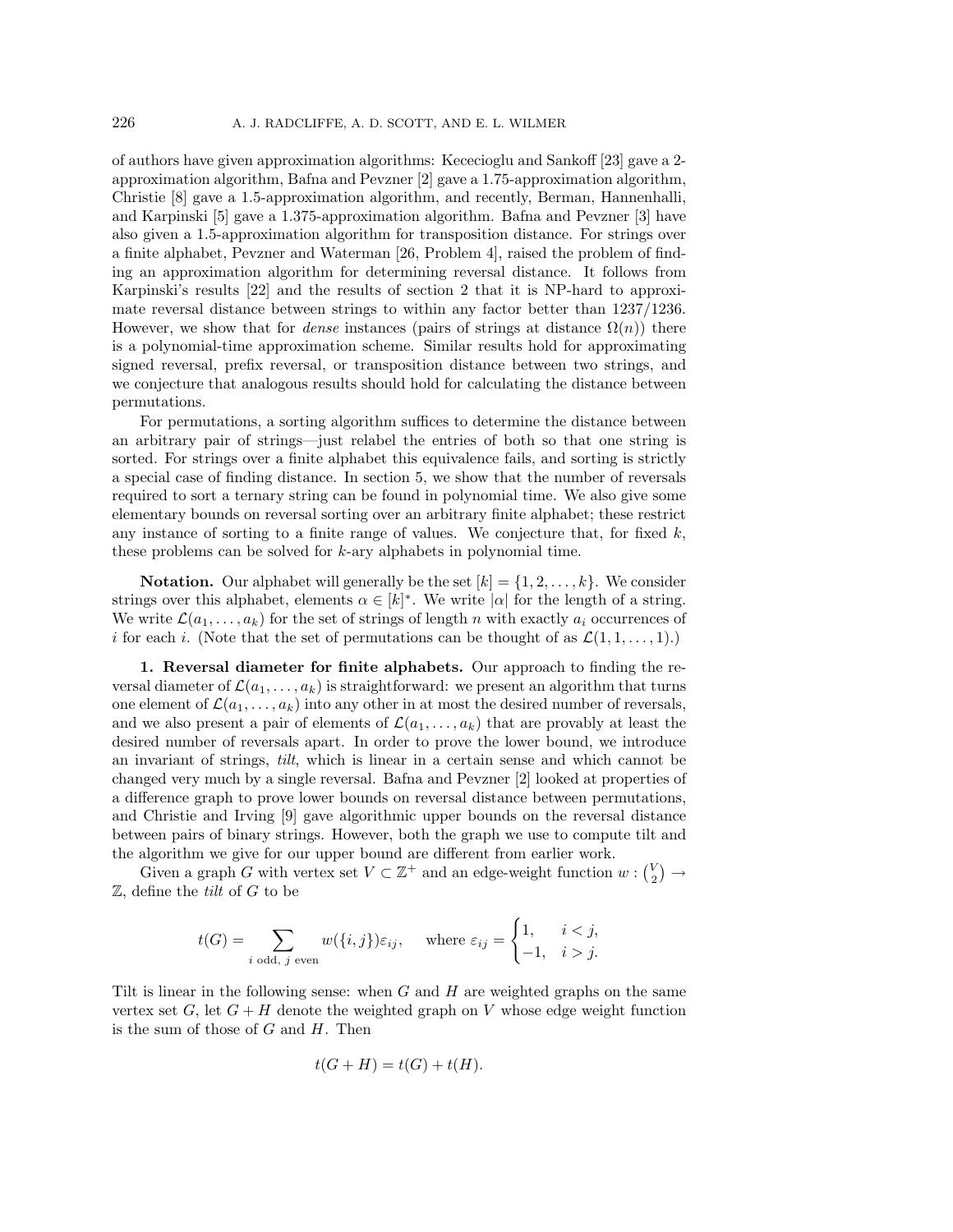of authors have given approximation algorithms: Kececioglu and Sankoff [23] gave a 2-approximation algorithm, Bafna and Pevzner [2] gave a 1.75-approximation algorithm, Christie [8] gave a 1.5-approximation algorithm, and recently, Berman, Hannenhalli, and Karpinski [5] gave a 1.375-approximation algorithm. Bafna and Pevzner [3] have also given a 1.5-approximation algorithm for transposition distance. For strings over a finite alphabet, Pevzner and Waterman [26, Problem 4], raised the problem of finding an approximation algorithm for determining reversal distance. It follows from Karpinski's results [22] and the results of section 2 that it is NP-hard to approximate reversal distance between strings to within any factor better than 1237/1236. However, we show that for *dense* instances (pairs of strings at distance $\Omega(n)$) there is a polynomial-time approximation scheme. Similar results hold for approximating signed reversal, prefix reversal, or transposition distance between two strings, and we conjecture that analogous results should hold for calculating the distance between permutations.

For permutations, a sorting algorithm suffices to determine the distance between an arbitrary pair of strings—just relabel the entries of both so that one string is sorted. For strings over a finite alphabet this equivalence fails, and sorting is strictly a special case of finding distance. In section 5, we show that the number of reversals required to sort a ternary string can be found in polynomial time. We also give some elementary bounds on reversal sorting over an arbitrary finite alphabet; these restrict any instance of sorting to a finite range of values. We conjecture that, for fixed $k$, these problems can be solved for $k$-ary alphabets in polynomial time.

**Notation.** Our alphabet will generally be the set $[k] = \{1, 2, \ldots, k\}$. We consider strings over this alphabet, elements $\alpha \in [k]^*$. We write $|\alpha|$ for the length of a string. We write $\mathcal{L}(a_1, \ldots, a_k)$ for the set of strings of length $n$ with exactly $a_i$ occurrences of $i$ for each $i$. (Note that the set of permutations can be thought of as $\mathcal{L}(1, 1, \ldots, 1)$.)

## 1. Reversal diameter for finite alphabets.

Our approach to finding the reversal diameter of $\mathcal{L}(a_1, \ldots, a_k)$ is straightforward: we present an algorithm that turns one element of $\mathcal{L}(a_1, \ldots, a_k)$ into any other in at most the desired number of reversals, and we also present a pair of elements of $\mathcal{L}(a_1, \ldots, a_k)$ that are provably at least the desired number of reversals apart. In order to prove the lower bound, we introduce an invariant of strings, *tilt*, which is linear in a certain sense and which cannot be changed very much by a single reversal. Bafna and Pevzner [2] looked at properties of a difference graph to prove lower bounds on reversal distance between permutations, and Christie and Irving [9] gave algorithmic upper bounds on the reversal distance between pairs of binary strings. However, both the graph we use to compute tilt and the algorithm we give for our upper bound are different from earlier work.

Given a graph $G$ with vertex set $V \subset \mathbb{Z}^+$ and an edge-weight function $w : \binom{V}{2} \to \mathbb{Z}$, define the *tilt* of $G$ to be

$$t(G) = \sum_{i \text{ odd},\ j \text{ even}} w(\{i, j\})\varepsilon_{ij}, \quad \text{where } \varepsilon_{ij} = \begin{cases} 1, & i < j, \\ -1, & i > j. \end{cases}$$

Tilt is linear in the following sense: when $G$ and $H$ are weighted graphs on the same vertex set $G$, let $G + H$ denote the weighted graph on $V$ whose edge weight function is the sum of those of $G$ and $H$. Then

$$t(G + H) = t(G) + t(H).$$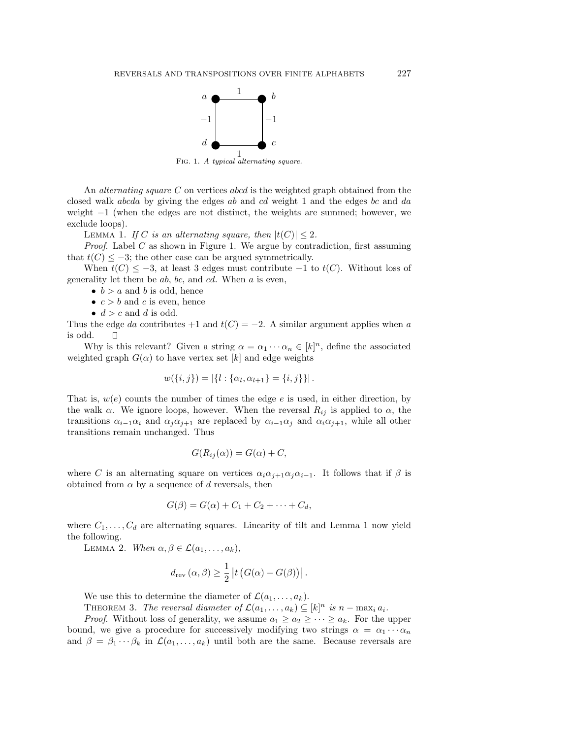Fig. 1. *A typical alternating square.*

An *alternating square* $C$ on vertices $abcd$ is the weighted graph obtained from the closed walk $abcda$ by giving the edges $ab$ and $cd$ weight 1 and the edges $bc$ and $da$ weight $-1$ (when the edges are not distinct, the weights are summed; however, we exclude loops).

Lemma 1. *If $C$ is an alternating square, then $|t(C)| \leq 2$.*

*Proof.* Label $C$ as shown in Figure 1. We argue by contradiction, first assuming that $t(C) \leq -3$; the other case can be argued symmetrically.

When $t(C) \leq -3$, at least 3 edges must contribute $-1$ to $t(C)$. Without loss of generality let them be $ab$, $bc$, and $cd$. When $a$ is even,

- $b > a$ and $b$ is odd, hence
- $c > b$ and $c$ is even, hence
- $d > c$ and $d$ is odd.

Thus the edge $da$ contributes $+1$ and $t(C) = -2$. A similar argument applies when $a$ is odd. ◻

Why is this relevant? Given a string $\alpha = \alpha_1 \cdots \alpha_n \in [k]^n$, define the associated weighted graph $G(\alpha)$ to have vertex set $[k]$ and edge weights

$$w(\{i,j\}) = |\{l : \{\alpha_l, \alpha_{l+1}\} = \{i,j\}\}|.$$

That is, $w(e)$ counts the number of times the edge $e$ is used, in either direction, by the walk $\alpha$. We ignore loops, however. When the reversal $R_{ij}$ is applied to $\alpha$, the transitions $\alpha_{i-1}\alpha_i$ and $\alpha_j\alpha_{j+1}$ are replaced by $\alpha_{i-1}\alpha_j$ and $\alpha_i\alpha_{j+1}$, while all other transitions remain unchanged. Thus

$$G(R_{ij}(\alpha)) = G(\alpha) + C,$$

where $C$ is an alternating square on vertices $\alpha_i\alpha_{j+1}\alpha_j\alpha_{i-1}$. It follows that if $\beta$ is obtained from $\alpha$ by a sequence of $d$ reversals, then

$$G(\beta) = G(\alpha) + C_1 + C_2 + \cdots + C_d,$$

where $C_1, \ldots, C_d$ are alternating squares. Linearity of tilt and Lemma 1 now yield the following.

Lemma 2. *When $\alpha, \beta \in \mathcal{L}(a_1, \ldots, a_k)$,*

$$d_{\text{rev}}(\alpha, \beta) \geq \frac{1}{2} \left| t\left(G(\alpha) - G(\beta)\right) \right|.$$

We use this to determine the diameter of $\mathcal{L}(a_1, \ldots, a_k)$.

Theorem 3. *The reversal diameter of $\mathcal{L}(a_1, \ldots, a_k) \subseteq [k]^n$ is $n - \max_i a_i$.*

*Proof.* Without loss of generality, we assume $a_1 \geq a_2 \geq \cdots \geq a_k$. For the upper bound, we give a procedure for successively modifying two strings $\alpha = \alpha_1 \cdots \alpha_n$ and $\beta = \beta_1 \cdots \beta_k$ in $\mathcal{L}(a_1, \ldots, a_k)$ until both are the same. Because reversals are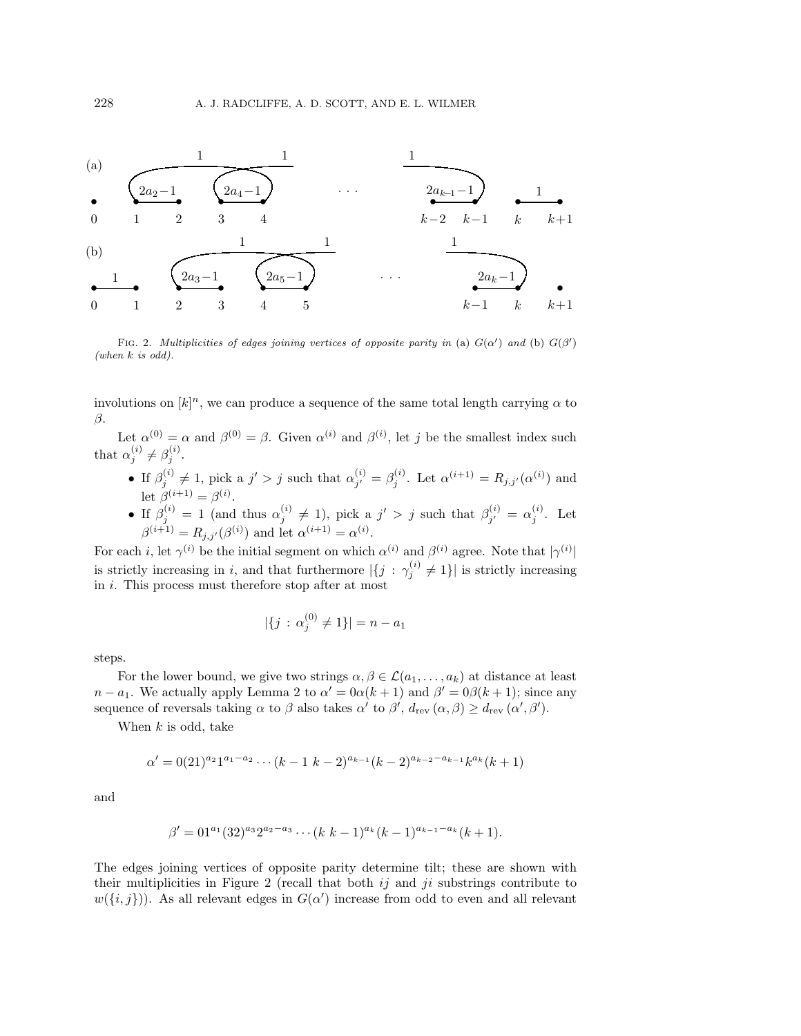FIG. 2. *Multiplicities of edges joining vertices of opposite parity in* (a) $G(\alpha')$ *and* (b) $G(\beta')$ *(when $k$ is odd).*

involutions on $[k]^n$, we can produce a sequence of the same total length carrying $\alpha$ to $\beta$.

Let $\alpha^{(0)} = \alpha$ and $\beta^{(0)} = \beta$. Given $\alpha^{(i)}$ and $\beta^{(i)}$, let $j$ be the smallest index such that $\alpha^{(i)}_j \neq \beta^{(i)}_j$.

- If $\beta^{(i)}_j \neq 1$, pick a $j' > j$ such that $\alpha^{(i)}_{j'} = \beta^{(i)}_j$. Let $\alpha^{(i+1)} = R_{j,j'}(\alpha^{(i)})$ and let $\beta^{(i+1)} = \beta^{(i)}$.
- If $\beta^{(i)}_j = 1$ (and thus $\alpha^{(i)}_j \neq 1$), pick a $j' > j$ such that $\beta^{(i)}_{j'} = \alpha^{(i)}_j$. Let $\beta^{(i+1)} = R_{j,j'}(\beta^{(i)})$ and let $\alpha^{(i+1)} = \alpha^{(i)}$.

For each $i$, let $\gamma^{(i)}$ be the initial segment on which $\alpha^{(i)}$ and $\beta^{(i)}$ agree. Note that $|\gamma^{(i)}|$ is strictly increasing in $i$, and that furthermore $|\{j : \gamma^{(i)}_j \neq 1\}|$ is strictly increasing in $i$. This process must therefore stop after at most

$$|\{j : \alpha^{(0)}_j \neq 1\}| = n - a_1$$

steps.

For the lower bound, we give two strings $\alpha, \beta \in \mathcal{L}(a_1, \ldots, a_k)$ at distance at least $n - a_1$. We actually apply Lemma 2 to $\alpha' = 0\alpha(k+1)$ and $\beta' = 0\beta(k+1)$; since any sequence of reversals taking $\alpha$ to $\beta$ also takes $\alpha'$ to $\beta'$, $d_{\text{rev}}(\alpha, \beta) \geq d_{\text{rev}}(\alpha', \beta')$.

When $k$ is odd, take

$$\alpha' = 0(21)^{a_2}1^{a_1 - a_2} \cdots (k-1\ k-2)^{a_{k-1}}(k-2)^{a_{k-2} - a_{k-1}}k^{a_k}(k+1)$$

and

$$\beta' = 01^{a_1}(32)^{a_3}2^{a_2 - a_3} \cdots (k\ k-1)^{a_k}(k-1)^{a_{k-1} - a_k}(k+1).$$

The edges joining vertices of opposite parity determine tilt; these are shown with their multiplicities in Figure 2 (recall that both $ij$ and $ji$ substrings contribute to $w(\{i,j\})$). As all relevant edges in $G(\alpha')$ increase from odd to even and all relevant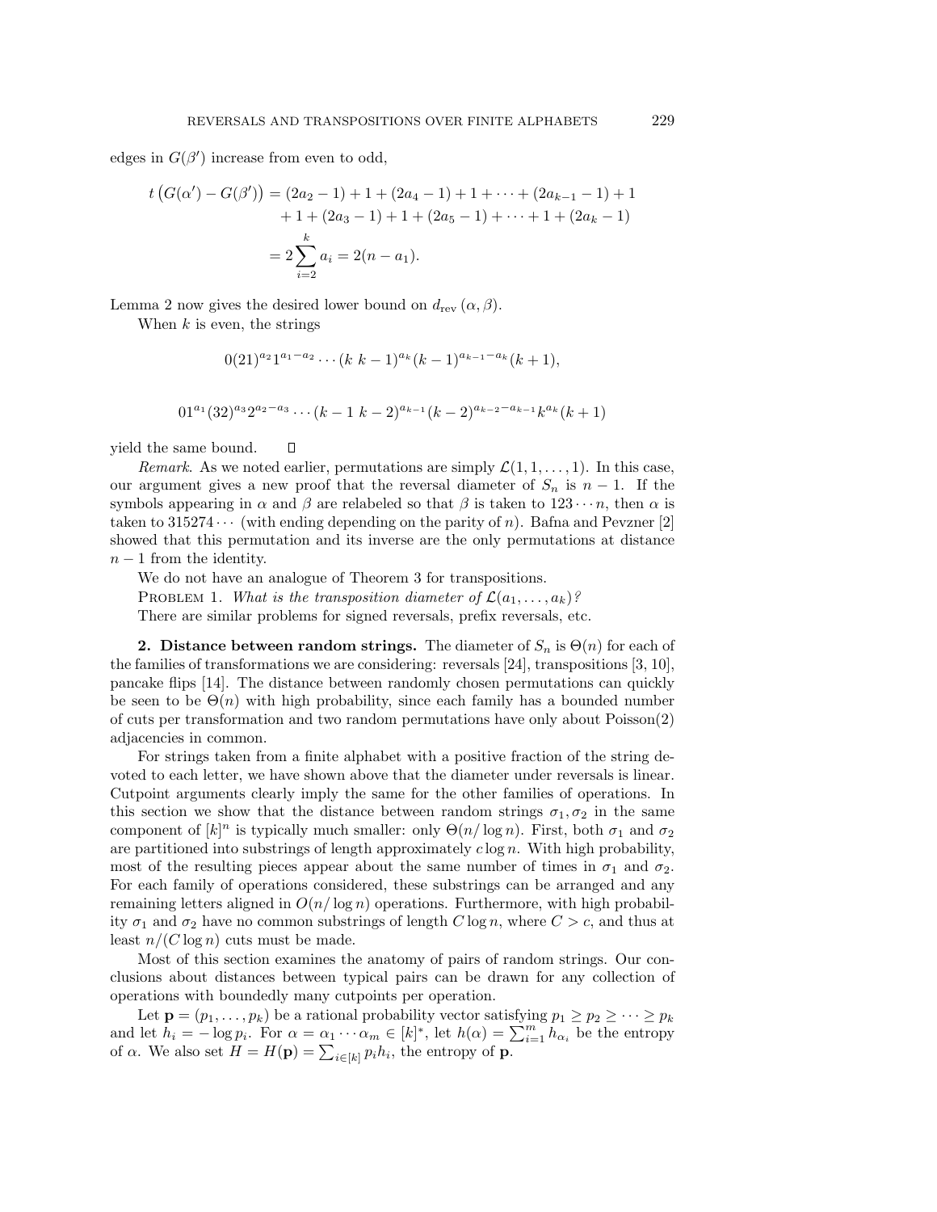edges in $G(\beta')$ increase from even to odd,

$$
\begin{aligned}
t\left(G(\alpha') - G(\beta')\right) &= (2a_2 - 1) + 1 + (2a_4 - 1) + 1 + \cdots + (2a_{k-1} - 1) + 1 \\
&\quad + 1 + (2a_3 - 1) + 1 + (2a_5 - 1) + \cdots + 1 + (2a_k - 1) \\
&= 2\sum_{i=2}^{k} a_i = 2(n - a_1).
\end{aligned}
$$

Lemma 2 now gives the desired lower bound on $d_{\text{rev}}(\alpha, \beta)$.

When $k$ is even, the strings

$$0(21)^{a_2} 1^{a_1 - a_2} \cdots (k\ k-1)^{a_k} (k-1)^{a_{k-1} - a_k} (k+1),$$

$$01^{a_1} (32)^{a_3} 2^{a_2 - a_3} \cdots (k-1\ k-2)^{a_{k-1}} (k-2)^{a_{k-2} - a_{k-1}} k^{a_k} (k+1)$$

yield the same bound. □

*Remark.* As we noted earlier, permutations are simply $\mathcal{L}(1, 1, \ldots, 1)$. In this case, our argument gives a new proof that the reversal diameter of $S_n$ is $n - 1$. If the symbols appearing in $\alpha$ and $\beta$ are relabeled so that $\beta$ is taken to $123 \cdots n$, then $\alpha$ is taken to $315274 \cdots$ (with ending depending on the parity of $n$). Bafna and Pevzner [2] showed that this permutation and its inverse are the only permutations at distance $n - 1$ from the identity.

We do not have an analogue of Theorem 3 for transpositions.

Problem 1. *What is the transposition diameter of $\mathcal{L}(a_1, \ldots, a_k)$?*

There are similar problems for signed reversals, prefix reversals, etc.

**2. Distance between random strings.** The diameter of $S_n$ is $\Theta(n)$ for each of the families of transformations we are considering: reversals [24], transpositions [3, 10], pancake flips [14]. The distance between randomly chosen permutations can quickly be seen to be $\Theta(n)$ with high probability, since each family has a bounded number of cuts per transformation and two random permutations have only about Poisson(2) adjacencies in common.

For strings taken from a finite alphabet with a positive fraction of the string devoted to each letter, we have shown above that the diameter under reversals is linear. Cutpoint arguments clearly imply the same for the other families of operations. In this section we show that the distance between random strings $\sigma_1, \sigma_2$ in the same component of $[k]^n$ is typically much smaller: only $\Theta(n/\log n)$. First, both $\sigma_1$ and $\sigma_2$ are partitioned into substrings of length approximately $c \log n$. With high probability, most of the resulting pieces appear about the same number of times in $\sigma_1$ and $\sigma_2$. For each family of operations considered, these substrings can be arranged and any remaining letters aligned in $O(n/\log n)$ operations. Furthermore, with high probability $\sigma_1$ and $\sigma_2$ have no common substrings of length $C \log n$, where $C > c$, and thus at least $n/(C \log n)$ cuts must be made.

Most of this section examines the anatomy of pairs of random strings. Our conclusions about distances between typical pairs can be drawn for any collection of operations with boundedly many cutpoints per operation.

Let $\mathbf{p} = (p_1, \ldots, p_k)$ be a rational probability vector satisfying $p_1 \geq p_2 \geq \cdots \geq p_k$ and let $h_i = -\log p_i$. For $\alpha = \alpha_1 \cdots \alpha_m \in [k]^*$, let $h(\alpha) = \sum_{i=1}^{m} h_{\alpha_i}$ be the entropy of $\alpha$. We also set $H = H(\mathbf{p}) = \sum_{i \in [k]} p_i h_i$, the entropy of $\mathbf{p}$.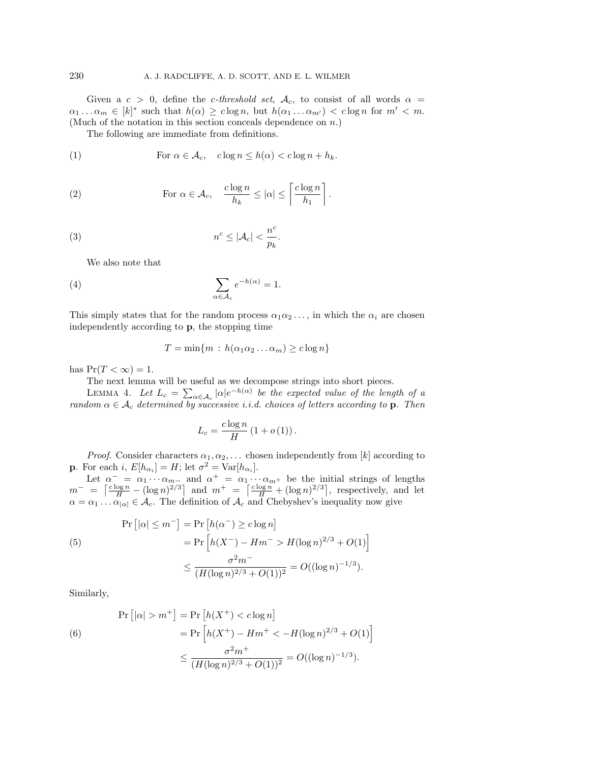Given a $c > 0$, define the *c-threshold set*, $\mathcal{A}_c$, to consist of all words $\alpha = \alpha_1 \dots \alpha_m \in [k]^*$ such that $h(\alpha) \geq c \log n$, but $h(\alpha_1 \dots \alpha_{m'}) < c \log n$ for $m' < m$. (Much of the notation in this section conceals dependence on $n$.)

The following are immediate from definitions.

$$\text{For } \alpha \in \mathcal{A}_c, \quad c \log n \leq h(\alpha) < c \log n + h_k. \tag{1}$$

$$\text{For } \alpha \in \mathcal{A}_c, \quad \frac{c \log n}{h_k} \leq |\alpha| \leq \left\lceil \frac{c \log n}{h_1} \right\rceil. \tag{2}$$

$$n^c \leq |\mathcal{A}_c| < \frac{n^c}{p_k}. \tag{3}$$

We also note that

$$\sum_{\alpha \in \mathcal{A}_c} e^{-h(\alpha)} = 1. \tag{4}$$

This simply states that for the random process $\alpha_1 \alpha_2 \dots$, in which the $\alpha_i$ are chosen independently according to $\mathbf{p}$, the stopping time

$$T = \min\{m \,:\, h(\alpha_1 \alpha_2 \dots \alpha_m) \geq c \log n\}$$

has $\Pr(T < \infty) = 1$.

The next lemma will be useful as we decompose strings into short pieces.

Lemma 4. *Let $L_c = \sum_{\alpha \in \mathcal{A}_c} |\alpha| e^{-h(\alpha)}$ be the expected value of the length of a random $\alpha \in \mathcal{A}_c$ determined by successive i.i.d. choices of letters according to $\mathbf{p}$. Then*

$$L_c = \frac{c \log n}{H} \left(1 + o\left(1\right)\right).$$

*Proof*. Consider characters $\alpha_1, \alpha_2, \dots$ chosen independently from $[k]$ according to $\mathbf{p}$. For each $i$, $E[h_{\alpha_i}] = H$; let $\sigma^2 = \mathrm{Var}[h_{\alpha_i}]$.

Let $\alpha^- = \alpha_1 \cdots \alpha_{m-}$ and $\alpha^+ = \alpha_1 \cdots \alpha_{m^+}$ be the initial strings of lengths $m^- = \left\lceil \frac{c \log n}{H} - (\log n)^{2/3} \right\rceil$ and $m^+ = \left\lceil \frac{c \log n}{H} + (\log n)^{2/3} \right\rceil$, respectively, and let $\alpha = \alpha_1 \dots \alpha_{|\alpha|} \in \mathcal{A}_c$. The definition of $\mathcal{A}_c$ and Chebyshev's inequality now give

$$\begin{aligned}
\Pr\left[|\alpha| \leq m^-\right] &= \Pr\left[h(\alpha^-) \geq c \log n\right] \\
&= \Pr\left[h(X^-) - Hm^- > H(\log n)^{2/3} + O(1)\right] \\
&\leq \frac{\sigma^2 m^-}{(H(\log n)^{2/3} + O(1))^2} = O((\log n)^{-1/3}).
\end{aligned} \tag{5}$$

Similarly,

$$\begin{aligned}
\Pr\left[|\alpha| > m^+\right] &= \Pr\left[h(X^+) < c \log n\right] \\
&= \Pr\left[h(X^+) - Hm^+ < -H(\log n)^{2/3} + O(1)\right] \\
&\leq \frac{\sigma^2 m^+}{(H(\log n)^{2/3} + O(1))^2} = O((\log n)^{-1/3}).
\end{aligned} \tag{6}$$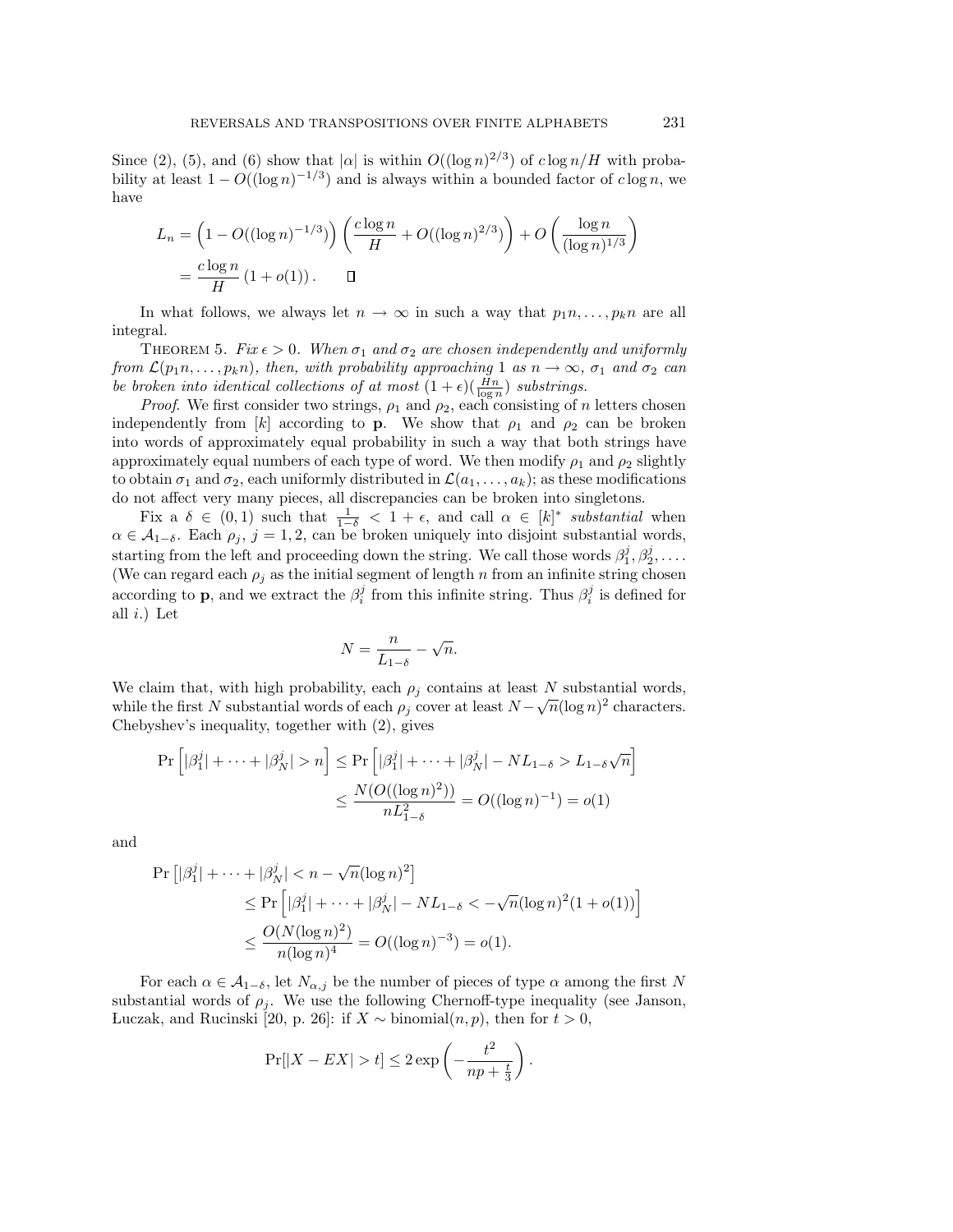Since (2), (5), and (6) show that $|\alpha|$ is within $O((\log n)^{2/3})$ of $c\log n/H$ with probability at least $1 - O((\log n)^{-1/3})$ and is always within a bounded factor of $c \log n$, we have

$$
\begin{aligned}
L_n &= \left(1 - O((\log n)^{-1/3})\right)\left(\frac{c\log n}{H} + O((\log n)^{2/3})\right) + O\left(\frac{\log n}{(\log n)^{1/3}}\right) \\
&= \frac{c \log n}{H}\left(1 + o(1)\right). \qquad \square
\end{aligned}
$$

In what follows, we always let $n \to \infty$ in such a way that $p_1 n, \ldots, p_k n$ are all integral.

THEOREM 5. *Fix $\epsilon > 0$. When $\sigma_1$ and $\sigma_2$ are chosen independently and uniformly from $\mathcal{L}(p_1 n, \ldots, p_k n)$, then, with probability approaching 1 as $n \to \infty$, $\sigma_1$ and $\sigma_2$ can be broken into identical collections of at most $(1+\epsilon)(\frac{Hn}{\log n})$ substrings.*

*Proof.* We first consider two strings, $\rho_1$ and $\rho_2$, each consisting of $n$ letters chosen independently from $[k]$ according to $\mathbf{p}$. We show that $\rho_1$ and $\rho_2$ can be broken into words of approximately equal probability in such a way that both strings have approximately equal numbers of each type of word. We then modify $\rho_1$ and $\rho_2$ slightly to obtain $\sigma_1$ and $\sigma_2$, each uniformly distributed in $\mathcal{L}(a_1, \ldots, a_k)$; as these modifications do not affect very many pieces, all discrepancies can be broken into singletons.

Fix a $\delta \in (0,1)$ such that $\frac{1}{1-\delta} < 1 + \epsilon$, and call $\alpha \in [k]^*$ *substantial* when $\alpha \in \mathcal{A}_{1-\delta}$. Each $\rho_j$, $j = 1, 2$, can be broken uniquely into disjoint substantial words, starting from the left and proceeding down the string. We call those words $\beta_1^j, \beta_2^j, \ldots$. (We can regard each $\rho_j$ as the initial segment of length $n$ from an infinite string chosen according to $\mathbf{p}$, and we extract the $\beta_i^j$ from this infinite string. Thus $\beta_i^j$ is defined for all $i$.) Let

$$
N = \frac{n}{L_{1-\delta}} - \sqrt{n}.
$$

We claim that, with high probability, each $\rho_j$ contains at least $N$ substantial words, while the first $N$ substantial words of each $\rho_j$ cover at least $N - \sqrt{n}(\log n)^2$ characters. Chebyshev's inequality, together with (2), gives

$$
\begin{aligned}
\Pr\left[|\beta_1^j| + \cdots + |\beta_N^j| > n\right] &\le \Pr\left[|\beta_1^j| + \cdots + |\beta_N^j| - NL_{1-\delta} > L_{1-\delta}\sqrt{n}\right] \\
&\le \frac{N(O((\log n)^2))}{nL_{1-\delta}^2} = O((\log n)^{-1}) = o(1)
\end{aligned}
$$

and

$$
\begin{aligned}
\Pr&\left[|\beta_1^j| + \cdots + |\beta_N^j| < n - \sqrt{n}(\log n)^2\right] \\
&\le \Pr\left[|\beta_1^j| + \cdots + |\beta_N^j| - NL_{1-\delta} < -\sqrt{n}(\log n)^2(1 + o(1))\right] \\
&\le \frac{O(N(\log n)^2)}{n(\log n)^4} = O((\log n)^{-3}) = o(1).
\end{aligned}
$$

For each $\alpha \in \mathcal{A}_{1-\delta}$, let $N_{\alpha,j}$ be the number of pieces of type $\alpha$ among the first $N$ substantial words of $\rho_j$. We use the following Chernoff-type inequality (see Janson, Łuczak, and Rucinski [20, p. 26]: if $X \sim \text{binomial}(n,p)$, then for $t > 0$,

$$
\Pr[|X - EX| > t] \le 2\exp\left(-\frac{t^2}{np + \frac{t}{3}}\right).
$$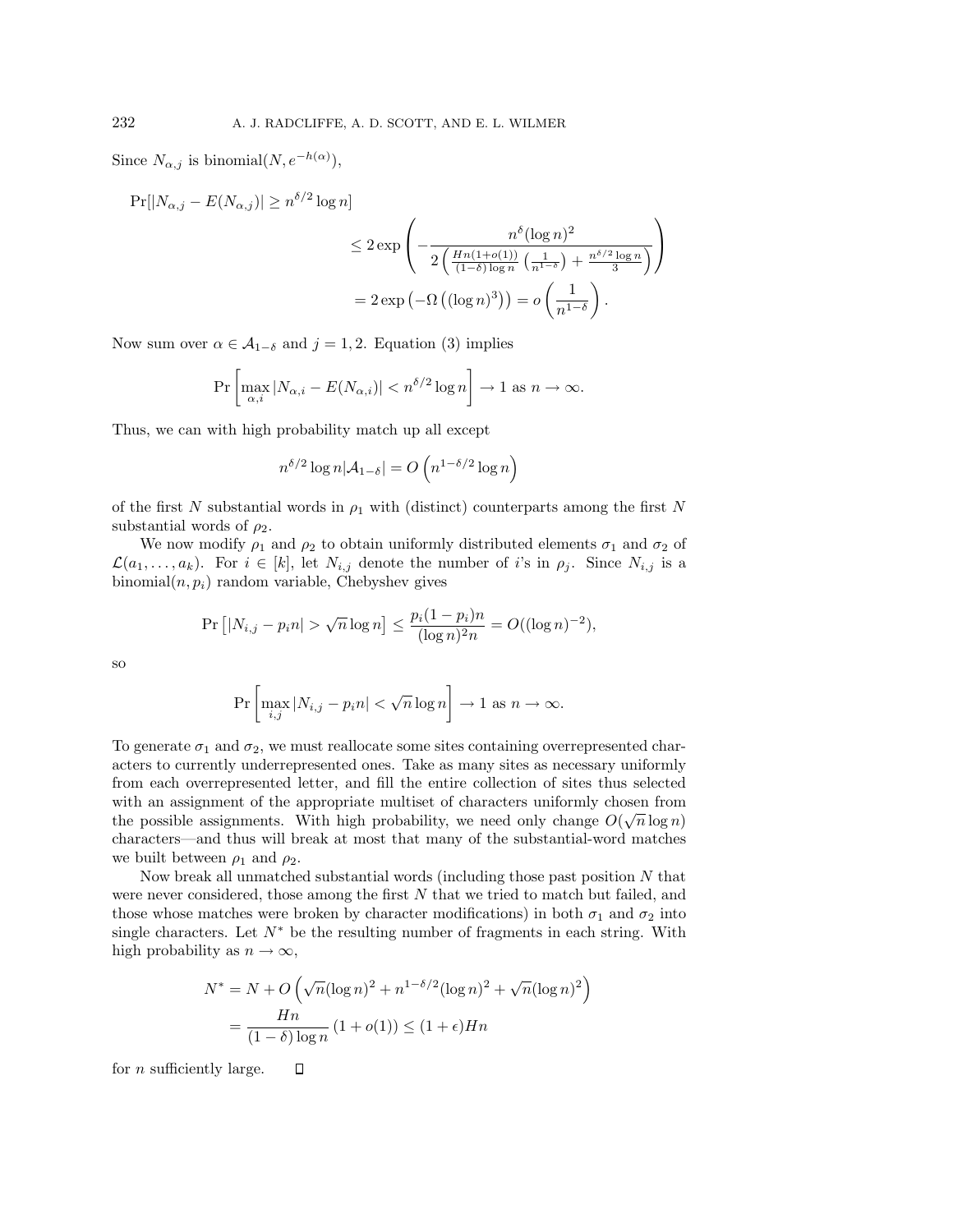Since $N_{\alpha,j}$ is binomial$(N, e^{-h(\alpha)})$,

$$
\begin{aligned}
\Pr[|N_{\alpha,j} - E(N_{\alpha,j})| \geq n^{\delta/2}\log n] \\
&\leq 2\exp\left(-\frac{n^{\delta}(\log n)^2}{2\left(\frac{Hn(1+o(1))}{(1-\delta)\log n}\left(\frac{1}{n^{1-\delta}}\right)+\frac{n^{\delta/2}\log n}{3}\right)}\right) \\
&= 2\exp\left(-\Omega\left((\log n)^3\right)\right) = o\left(\frac{1}{n^{1-\delta}}\right).
\end{aligned}
$$

Now sum over $\alpha \in \mathcal{A}_{1-\delta}$ and $j = 1, 2$. Equation (3) implies

$$
\Pr\left[\max_{\alpha,i}|N_{\alpha,i} - E(N_{\alpha,i})| < n^{\delta/2}\log n\right] \to 1 \text{ as } n \to \infty.
$$

Thus, we can with high probability match up all except

$$
n^{\delta/2}\log n|\mathcal{A}_{1-\delta}| = O\left(n^{1-\delta/2}\log n\right)
$$

of the first $N$ substantial words in $\rho_1$ with (distinct) counterparts among the first $N$ substantial words of $\rho_2$.

We now modify $\rho_1$ and $\rho_2$ to obtain uniformly distributed elements $\sigma_1$ and $\sigma_2$ of $\mathcal{L}(a_1, \ldots, a_k)$. For $i \in [k]$, let $N_{i,j}$ denote the number of $i$'s in $\rho_j$. Since $N_{i,j}$ is a binomial$(n, p_i)$ random variable, Chebyshev gives

$$
\Pr\left[|N_{i,j} - p_i n| > \sqrt{n}\log n\right] \leq \frac{p_i(1-p_i)n}{(\log n)^2 n} = O((\log n)^{-2}),
$$

so

$$
\Pr\left[\max_{i,j}|N_{i,j} - p_i n| < \sqrt{n}\log n\right] \to 1 \text{ as } n \to \infty.
$$

To generate $\sigma_1$ and $\sigma_2$, we must reallocate some sites containing overrepresented characters to currently underrepresented ones. Take as many sites as necessary uniformly from each overrepresented letter, and fill the entire collection of sites thus selected with an assignment of the appropriate multiset of characters uniformly chosen from the possible assignments. With high probability, we need only change $O(\sqrt{n}\log n)$ characters—and thus will break at most that many of the substantial-word matches we built between $\rho_1$ and $\rho_2$.

Now break all unmatched substantial words (including those past position $N$ that were never considered, those among the first $N$ that we tried to match but failed, and those whose matches were broken by character modifications) in both $\sigma_1$ and $\sigma_2$ into single characters. Let $N^*$ be the resulting number of fragments in each string. With high probability as $n \to \infty$,

$$
\begin{aligned}
N^* &= N + O\left(\sqrt{n}(\log n)^2 + n^{1-\delta/2}(\log n)^2 + \sqrt{n}(\log n)^2\right) \\
&= \frac{Hn}{(1-\delta)\log n}(1 + o(1)) \leq (1+\epsilon)Hn
\end{aligned}
$$

for $n$ sufficiently large. $\square$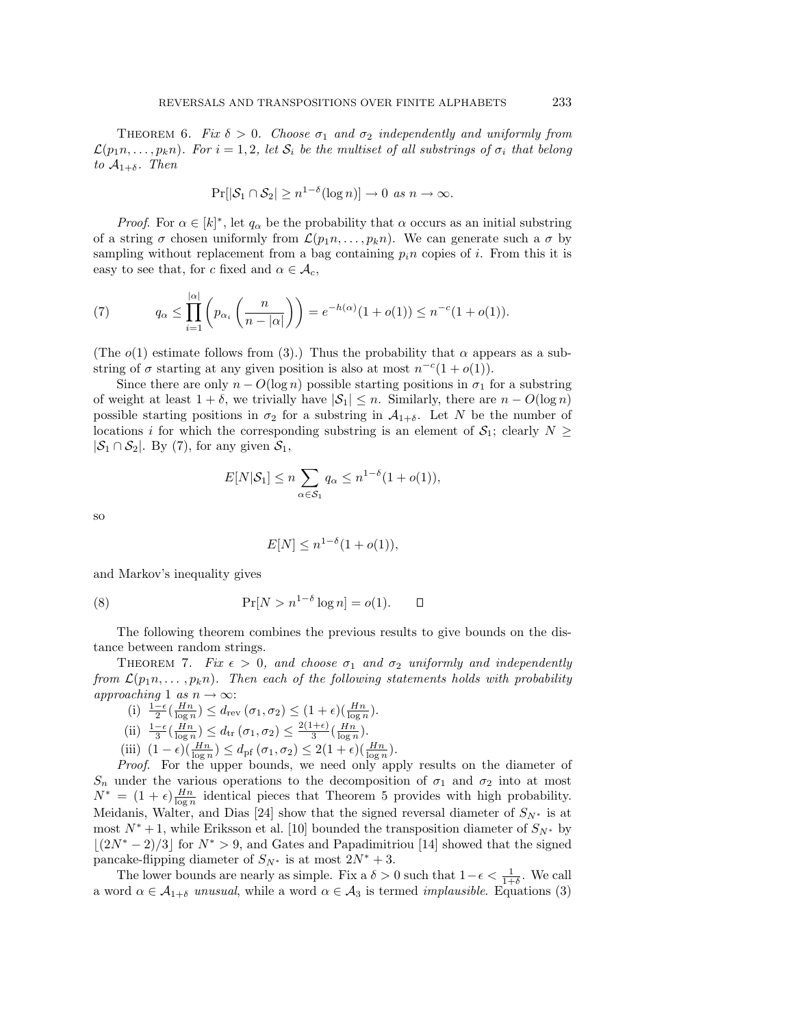**Theorem 6.** *Fix $\delta > 0$. Choose $\sigma_1$ and $\sigma_2$ independently and uniformly from $\mathcal{L}(p_1 n, \dots, p_k n)$. For $i = 1, 2$, let $\mathcal{S}_i$ be the multiset of all substrings of $\sigma_i$ that belong to $\mathcal{A}_{1+\delta}$. Then*

$$\Pr[|\mathcal{S}_1 \cap \mathcal{S}_2| \geq n^{1-\delta}(\log n)] \to 0 \text{ as } n \to \infty.$$

*Proof.* For $\alpha \in [k]^*$, let $q_\alpha$ be the probability that $\alpha$ occurs as an initial substring of a string $\sigma$ chosen uniformly from $\mathcal{L}(p_1 n, \dots, p_k n)$. We can generate such a $\sigma$ by sampling without replacement from a bag containing $p_i n$ copies of $i$. From this it is easy to see that, for $c$ fixed and $\alpha \in \mathcal{A}_c$,

$$q_\alpha \leq \prod_{i=1}^{|\alpha|} \left( p_{\alpha_i} \left( \frac{n}{n - |\alpha|} \right) \right) = e^{-h(\alpha)}(1 + o(1)) \leq n^{-c}(1 + o(1)). \tag{7}$$

(The $o(1)$ estimate follows from (3).) Thus the probability that $\alpha$ appears as a substring of $\sigma$ starting at any given position is also at most $n^{-c}(1 + o(1))$.

Since there are only $n - O(\log n)$ possible starting positions in $\sigma_1$ for a substring of weight at least $1 + \delta$, we trivially have $|\mathcal{S}_1| \leq n$. Similarly, there are $n - O(\log n)$ possible starting positions in $\sigma_2$ for a substring in $\mathcal{A}_{1+\delta}$. Let $N$ be the number of locations $i$ for which the corresponding substring is an element of $\mathcal{S}_1$; clearly $N \geq |\mathcal{S}_1 \cap \mathcal{S}_2|$. By (7), for any given $\mathcal{S}_1$,

$$E[N|\mathcal{S}_1] \leq n \sum_{\alpha \in \mathcal{S}_1} q_\alpha \leq n^{1-\delta}(1 + o(1)),$$

so

$$E[N] \leq n^{1-\delta}(1 + o(1)),$$

and Markov's inequality gives

$$\Pr[N > n^{1-\delta} \log n] = o(1). \qquad \square \tag{8}$$

The following theorem combines the previous results to give bounds on the distance between random strings.

**Theorem 7.** *Fix $\epsilon > 0$, and choose $\sigma_1$ and $\sigma_2$ uniformly and independently from $\mathcal{L}(p_1 n, \dots, p_k n)$. Then each of the following statements holds with probability approaching 1 as $n \to \infty$:*

(i) $\frac{1-\epsilon}{2}(\frac{Hn}{\log n}) \leq d_{\text{rev}}(\sigma_1, \sigma_2) \leq (1 + \epsilon)(\frac{Hn}{\log n})$.

(ii) $\frac{1-\epsilon}{3}(\frac{Hn}{\log n}) \leq d_{\text{tr}}(\sigma_1, \sigma_2) \leq \frac{2(1+\epsilon)}{3}(\frac{Hn}{\log n})$.

(iii) $(1 - \epsilon)(\frac{Hn}{\log n}) \leq d_{\text{pf}}(\sigma_1, \sigma_2) \leq 2(1 + \epsilon)(\frac{Hn}{\log n})$.

*Proof.* For the upper bounds, we need only apply results on the diameter of $S_n$ under the various operations to the decomposition of $\sigma_1$ and $\sigma_2$ into at most $N^* = (1 + \epsilon)\frac{Hn}{\log n}$ identical pieces that Theorem 5 provides with high probability. Meidanis, Walter, and Dias [24] show that the signed reversal diameter of $S_{N^*}$ is at most $N^* + 1$, while Eriksson et al. [10] bounded the transposition diameter of $S_{N^*}$ by $\lfloor (2N^* - 2)/3 \rfloor$ for $N^* > 9$, and Gates and Papadimitriou [14] showed that the signed pancake-flipping diameter of $S_{N^*}$ is at most $2N^* + 3$.

The lower bounds are nearly as simple. Fix a $\delta > 0$ such that $1 - \epsilon < \frac{1}{1+\delta}$. We call a word $\alpha \in \mathcal{A}_{1+\delta}$ *unusual*, while a word $\alpha \in \mathcal{A}_3$ is termed *implausible*. Equations (3)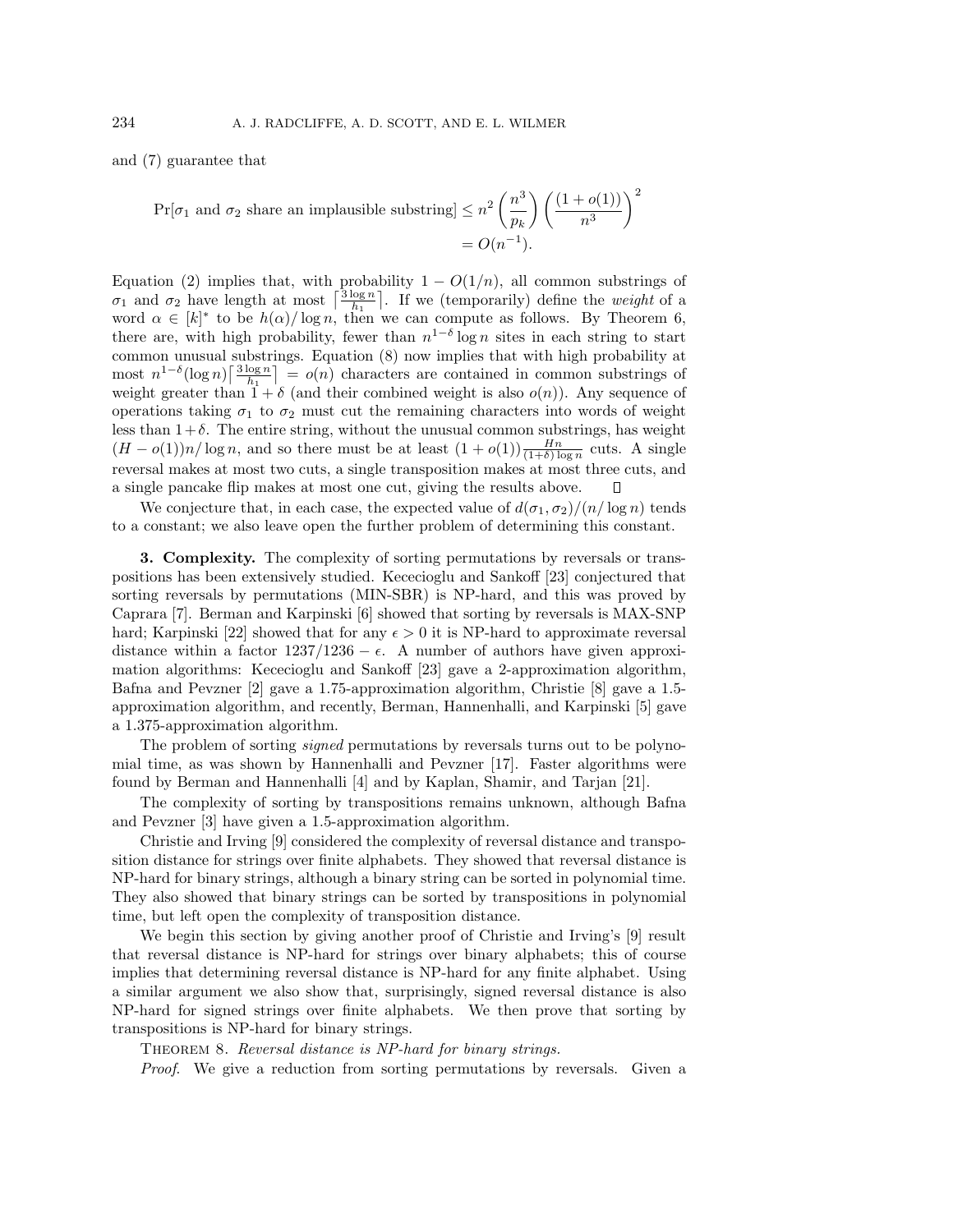and (7) guarantee that

$$\Pr[\sigma_1 \text{ and } \sigma_2 \text{ share an implausible substring}] \le n^2 \left(\frac{n^3}{p_k}\right)\left(\frac{(1+o(1))}{n^3}\right)^2$$
$$= O(n^{-1}).$$

Equation (2) implies that, with probability $1 - O(1/n)$, all common substrings of $\sigma_1$ and $\sigma_2$ have length at most $\lceil \frac{3\log n}{h_1} \rceil$. If we (temporarily) define the *weight* of a word $\alpha \in [k]^*$ to be $h(\alpha)/\log n$, then we can compute as follows. By Theorem 6, there are, with high probability, fewer than $n^{1-\delta}\log n$ sites in each string to start common unusual substrings. Equation (8) now implies that with high probability at most $n^{1-\delta}(\log n)\lceil \frac{3\log n}{h_1} \rceil = o(n)$ characters are contained in common substrings of weight greater than $1+\delta$ (and their combined weight is also $o(n)$). Any sequence of operations taking $\sigma_1$ to $\sigma_2$ must cut the remaining characters into words of weight less than $1+\delta$. The entire string, without the unusual common substrings, has weight $(H - o(1))n/\log n$, and so there must be at least $(1+o(1))\frac{Hn}{(1+\delta)\log n}$ cuts. A single reversal makes at most two cuts, a single transposition makes at most three cuts, and a single pancake flip makes at most one cut, giving the results above. $\square$

We conjecture that, in each case, the expected value of $d(\sigma_1, \sigma_2)/(n/\log n)$ tends to a constant; we also leave open the further problem of determining this constant.

**3. Complexity.** The complexity of sorting permutations by reversals or transpositions has been extensively studied. Kececioglu and Sankoff [23] conjectured that sorting reversals by permutations (MIN-SBR) is NP-hard, and this was proved by Caprara [7]. Berman and Karpinski [6] showed that sorting by reversals is MAX-SNP hard; Karpinski [22] showed that for any $\epsilon > 0$ it is NP-hard to approximate reversal distance within a factor $1237/1236 - \epsilon$. A number of authors have given approximation algorithms: Kececioglu and Sankoff [23] gave a 2-approximation algorithm, Bafna and Pevzner [2] gave a 1.75-approximation algorithm, Christie [8] gave a 1.5-approximation algorithm, and recently, Berman, Hannenhalli, and Karpinski [5] gave a 1.375-approximation algorithm.

The problem of sorting *signed* permutations by reversals turns out to be polynomial time, as was shown by Hannenhalli and Pevzner [17]. Faster algorithms were found by Berman and Hannenhalli [4] and by Kaplan, Shamir, and Tarjan [21].

The complexity of sorting by transpositions remains unknown, although Bafna and Pevzner [3] have given a 1.5-approximation algorithm.

Christie and Irving [9] considered the complexity of reversal distance and transposition distance for strings over finite alphabets. They showed that reversal distance is NP-hard for binary strings, although a binary string can be sorted in polynomial time. They also showed that binary strings can be sorted by transpositions in polynomial time, but left open the complexity of transposition distance.

We begin this section by giving another proof of Christie and Irving's [9] result that reversal distance is NP-hard for strings over binary alphabets; this of course implies that determining reversal distance is NP-hard for any finite alphabet. Using a similar argument we also show that, surprisingly, signed reversal distance is also NP-hard for signed strings over finite alphabets. We then prove that sorting by transpositions is NP-hard for binary strings.

Theorem 8. *Reversal distance is NP-hard for binary strings.*

*Proof.* We give a reduction from sorting permutations by reversals. Given a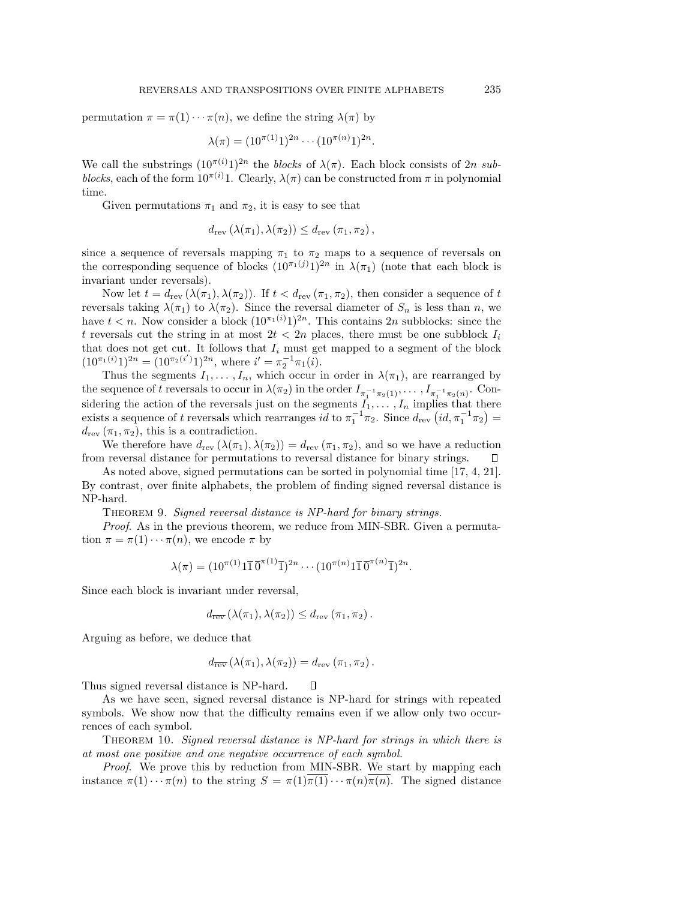permutation $\pi = \pi(1) \cdots \pi(n)$, we define the string $\lambda(\pi)$ by

$$\lambda(\pi) = (10^{\pi(1)}1)^{2n} \cdots (10^{\pi(n)}1)^{2n}.$$

We call the substrings $(10^{\pi(i)}1)^{2n}$ the *blocks* of $\lambda(\pi)$. Each block consists of $2n$ *subblocks*, each of the form $10^{\pi(i)}1$. Clearly, $\lambda(\pi)$ can be constructed from $\pi$ in polynomial time.

Given permutations $\pi_1$ and $\pi_2$, it is easy to see that

$$d_{\text{rev}}(\lambda(\pi_1), \lambda(\pi_2)) \leq d_{\text{rev}}(\pi_1, \pi_2),$$

since a sequence of reversals mapping $\pi_1$ to $\pi_2$ maps to a sequence of reversals on the corresponding sequence of blocks $(10^{\pi_1(j)}1)^{2n}$ in $\lambda(\pi_1)$ (note that each block is invariant under reversals).

Now let $t = d_{\text{rev}}(\lambda(\pi_1), \lambda(\pi_2))$. If $t < d_{\text{rev}}(\pi_1, \pi_2)$, then consider a sequence of $t$ reversals taking $\lambda(\pi_1)$ to $\lambda(\pi_2)$. Since the reversal diameter of $S_n$ is less than $n$, we have $t < n$. Now consider a block $(10^{\pi_1(i)}1)^{2n}$. This contains $2n$ subblocks: since the $t$ reversals cut the string in at most $2t < 2n$ places, there must be one subblock $I_i$ that does not get cut. It follows that $I_i$ must get mapped to a segment of the block $(10^{\pi_1(i)}1)^{2n} = (10^{\pi_2(i')}1)^{2n}$, where $i' = \pi_2^{-1}\pi_1(i)$.

Thus the segments $I_1, \ldots, I_n$, which occur in order in $\lambda(\pi_1)$, are rearranged by the sequence of $t$ reversals to occur in $\lambda(\pi_2)$ in the order $I_{\pi_1^{-1}\pi_2(1)}, \ldots, I_{\pi_1^{-1}\pi_2(n)}$. Considering the action of the reversals just on the segments $I_1, \ldots, I_n$ implies that there exists a sequence of $t$ reversals which rearranges $id$ to $\pi_1^{-1}\pi_2$. Since $d_{\text{rev}}(id, \pi_1^{-1}\pi_2) = d_{\text{rev}}(\pi_1, \pi_2)$, this is a contradiction.

We therefore have $d_{\text{rev}}(\lambda(\pi_1), \lambda(\pi_2)) = d_{\text{rev}}(\pi_1, \pi_2)$, and so we have a reduction from reversal distance for permutations to reversal distance for binary strings. $\square$

As noted above, signed permutations can be sorted in polynomial time [17, 4, 21]. By contrast, over finite alphabets, the problem of finding signed reversal distance is NP-hard.

Theorem 9. *Signed reversal distance is NP-hard for binary strings.*

*Proof.* As in the previous theorem, we reduce from MIN-SBR. Given a permutation $\pi = \pi(1) \cdots \pi(n)$, we encode $\pi$ by

$$\lambda(\pi) = (10^{\pi(1)}1\overline{1}\,\overline{0}^{\pi(1)}\overline{1})^{2n} \cdots (10^{\pi(n)}1\overline{1}\,\overline{0}^{\pi(n)}\overline{1})^{2n}.$$

Since each block is invariant under reversal,

$$d_{\overline{\text{rev}}}(\lambda(\pi_1), \lambda(\pi_2)) \leq d_{\text{rev}}(\pi_1, \pi_2).$$

Arguing as before, we deduce that

$$d_{\overline{\text{rev}}}(\lambda(\pi_1), \lambda(\pi_2)) = d_{\text{rev}}(\pi_1, \pi_2).$$

Thus signed reversal distance is NP-hard. $\square$

As we have seen, signed reversal distance is NP-hard for strings with repeated symbols. We show now that the difficulty remains even if we allow only two occurrences of each symbol.

Theorem 10. *Signed reversal distance is NP-hard for strings in which there is at most one positive and one negative occurrence of each symbol.*

*Proof.* We prove this by reduction from MIN-SBR. We start by mapping each instance $\pi(1) \cdots \pi(n)$ to the string $S = \pi(1)\overline{\pi(1)} \cdots \pi(n)\overline{\pi(n)}$. The signed distance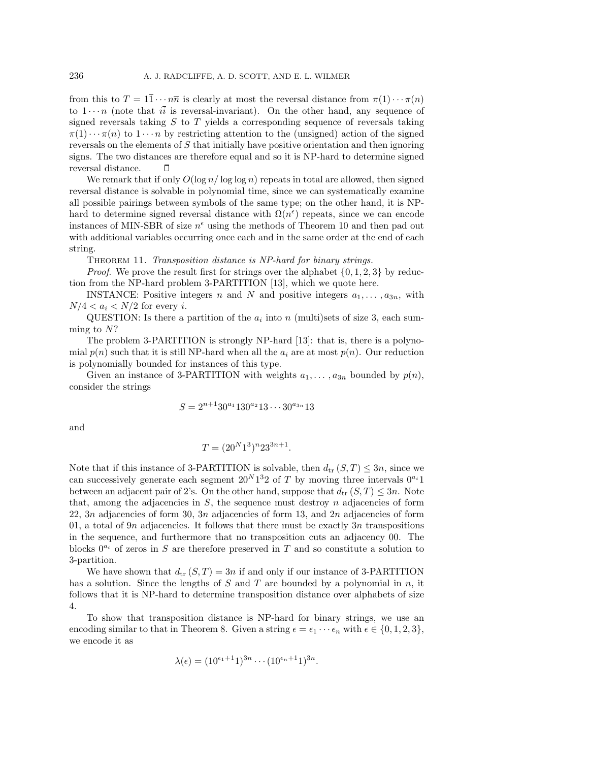from this to $T = 1\overline{1} \cdots n\overline{n}$ is clearly at most the reversal distance from $\pi(1) \cdots \pi(n)$ to $1 \cdots n$ (note that $i\overline{i}$ is reversal-invariant). On the other hand, any sequence of signed reversals taking $S$ to $T$ yields a corresponding sequence of reversals taking $\pi(1) \cdots \pi(n)$ to $1 \cdots n$ by restricting attention to the (unsigned) action of the signed reversals on the elements of $S$ that initially have positive orientation and then ignoring signs. The two distances are therefore equal and so it is NP-hard to determine signed reversal distance. $\square$

We remark that if only $O(\log n / \log \log n)$ repeats in total are allowed, then signed reversal distance is solvable in polynomial time, since we can systematically examine all possible pairings between symbols of the same type; on the other hand, it is NP-hard to determine signed reversal distance with $\Omega(n^\epsilon)$ repeats, since we can encode instances of MIN-SBR of size $n^\epsilon$ using the methods of Theorem 10 and then pad out with additional variables occurring once each and in the same order at the end of each string.

THEOREM 11. *Transposition distance is NP-hard for binary strings.*

*Proof*. We prove the result first for strings over the alphabet $\{0, 1, 2, 3\}$ by reduction from the NP-hard problem 3-PARTITION [13], which we quote here.

INSTANCE: Positive integers $n$ and $N$ and positive integers $a_1, \ldots, a_{3n}$, with $N/4 < a_i < N/2$ for every $i$.

QUESTION: Is there a partition of the $a_i$ into $n$ (multi)sets of size 3, each summing to $N$?

The problem 3-PARTITION is strongly NP-hard [13]: that is, there is a polynomial $p(n)$ such that it is still NP-hard when all the $a_i$ are at most $p(n)$. Our reduction is polynomially bounded for instances of this type.

Given an instance of 3-PARTITION with weights $a_1, \ldots, a_{3n}$ bounded by $p(n)$, consider the strings

$$S = 2^{n+1} 30^{a_1} 130^{a_2} 13 \cdots 30^{a_{3n}} 13$$

and

$$T = (20^N 1^3)^n 23^{3n+1}.$$

Note that if this instance of 3-PARTITION is solvable, then $d_{\mathrm{tr}}(S, T) \leq 3n$, since we can successively generate each segment $20^N 1^3 2$ of $T$ by moving three intervals $0^{a_i} 1$ between an adjacent pair of 2's. On the other hand, suppose that $d_{\mathrm{tr}}(S, T) \leq 3n$. Note that, among the adjacencies in $S$, the sequence must destroy $n$ adjacencies of form 22, $3n$ adjacencies of form 30, $3n$ adjacencies of form 13, and $2n$ adjacencies of form 01, a total of $9n$ adjacencies. It follows that there must be exactly $3n$ transpositions in the sequence, and furthermore that no transposition cuts an adjacency 00. The blocks $0^{a_i}$ of zeros in $S$ are therefore preserved in $T$ and so constitute a solution to 3-partition.

We have shown that $d_{\mathrm{tr}}(S, T) = 3n$ if and only if our instance of 3-PARTITION has a solution. Since the lengths of $S$ and $T$ are bounded by a polynomial in $n$, it follows that it is NP-hard to determine transposition distance over alphabets of size 4.

To show that transposition distance is NP-hard for binary strings, we use an encoding similar to that in Theorem 8. Given a string $\epsilon = \epsilon_1 \cdots \epsilon_n$ with $\epsilon \in \{0, 1, 2, 3\}$, we encode it as

$$\lambda(\epsilon) = (10^{\epsilon_1+1}1)^{3n} \cdots (10^{\epsilon_n+1}1)^{3n}.$$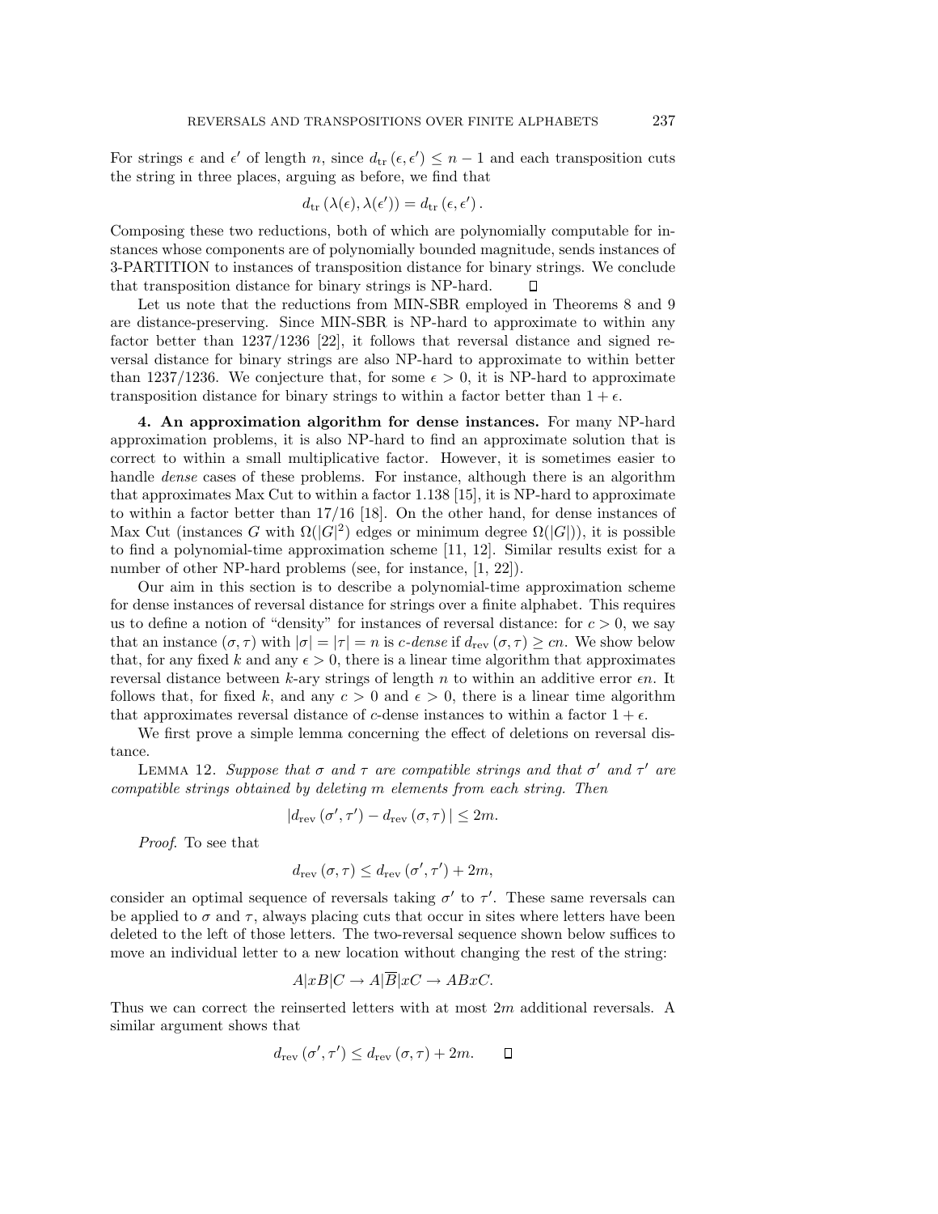For strings $\epsilon$ and $\epsilon'$ of length $n$, since $d_{\text{tr}}(\epsilon, \epsilon') \leq n - 1$ and each transposition cuts the string in three places, arguing as before, we find that

$$d_{\text{tr}}(\lambda(\epsilon), \lambda(\epsilon')) = d_{\text{tr}}(\epsilon, \epsilon').$$

Composing these two reductions, both of which are polynomially computable for instances whose components are of polynomially bounded magnitude, sends instances of 3-PARTITION to instances of transposition distance for binary strings. We conclude that transposition distance for binary strings is NP-hard. $\square$

Let us note that the reductions from MIN-SBR employed in Theorems 8 and 9 are distance-preserving. Since MIN-SBR is NP-hard to approximate to within any factor better than 1237/1236 [22], it follows that reversal distance and signed reversal distance for binary strings are also NP-hard to approximate to within better than 1237/1236. We conjecture that, for some $\epsilon > 0$, it is NP-hard to approximate transposition distance for binary strings to within a factor better than $1 + \epsilon$.

## 4. An approximation algorithm for dense instances.

For many NP-hard approximation problems, it is also NP-hard to find an approximate solution that is correct to within a small multiplicative factor. However, it is sometimes easier to handle *dense* cases of these problems. For instance, although there is an algorithm that approximates Max Cut to within a factor 1.138 [15], it is NP-hard to approximate to within a factor better than 17/16 [18]. On the other hand, for dense instances of Max Cut (instances $G$ with $\Omega(|G|^2)$ edges or minimum degree $\Omega(|G|)$), it is possible to find a polynomial-time approximation scheme [11, 12]. Similar results exist for a number of other NP-hard problems (see, for instance, [1, 22]).

Our aim in this section is to describe a polynomial-time approximation scheme for dense instances of reversal distance for strings over a finite alphabet. This requires us to define a notion of "density" for instances of reversal distance: for $c > 0$, we say that an instance $(\sigma, \tau)$ with $|\sigma| = |\tau| = n$ is *c-dense* if $d_{\text{rev}}(\sigma, \tau) \geq cn$. We show below that, for any fixed $k$ and any $\epsilon > 0$, there is a linear time algorithm that approximates reversal distance between $k$-ary strings of length $n$ to within an additive error $\epsilon n$. It follows that, for fixed $k$, and any $c > 0$ and $\epsilon > 0$, there is a linear time algorithm that approximates reversal distance of $c$-dense instances to within a factor $1 + \epsilon$.

We first prove a simple lemma concerning the effect of deletions on reversal distance.

LEMMA 12. *Suppose that $\sigma$ and $\tau$ are compatible strings and that $\sigma'$ and $\tau'$ are compatible strings obtained by deleting $m$ elements from each string. Then*

$$|d_{\text{rev}}(\sigma', \tau') - d_{\text{rev}}(\sigma, \tau)| \leq 2m.$$

*Proof.* To see that

$$d_{\text{rev}}(\sigma, \tau) \leq d_{\text{rev}}(\sigma', \tau') + 2m,$$

consider an optimal sequence of reversals taking $\sigma'$ to $\tau'$. These same reversals can be applied to $\sigma$ and $\tau$, always placing cuts that occur in sites where letters have been deleted to the left of those letters. The two-reversal sequence shown below suffices to move an individual letter to a new location without changing the rest of the string:

$$A|xB|C \rightarrow A|\overline{B}|xC \rightarrow ABxC.$$

Thus we can correct the reinserted letters with at most $2m$ additional reversals. A similar argument shows that

$$d_{\text{rev}}(\sigma', \tau') \leq d_{\text{rev}}(\sigma, \tau) + 2m. \qquad \square$$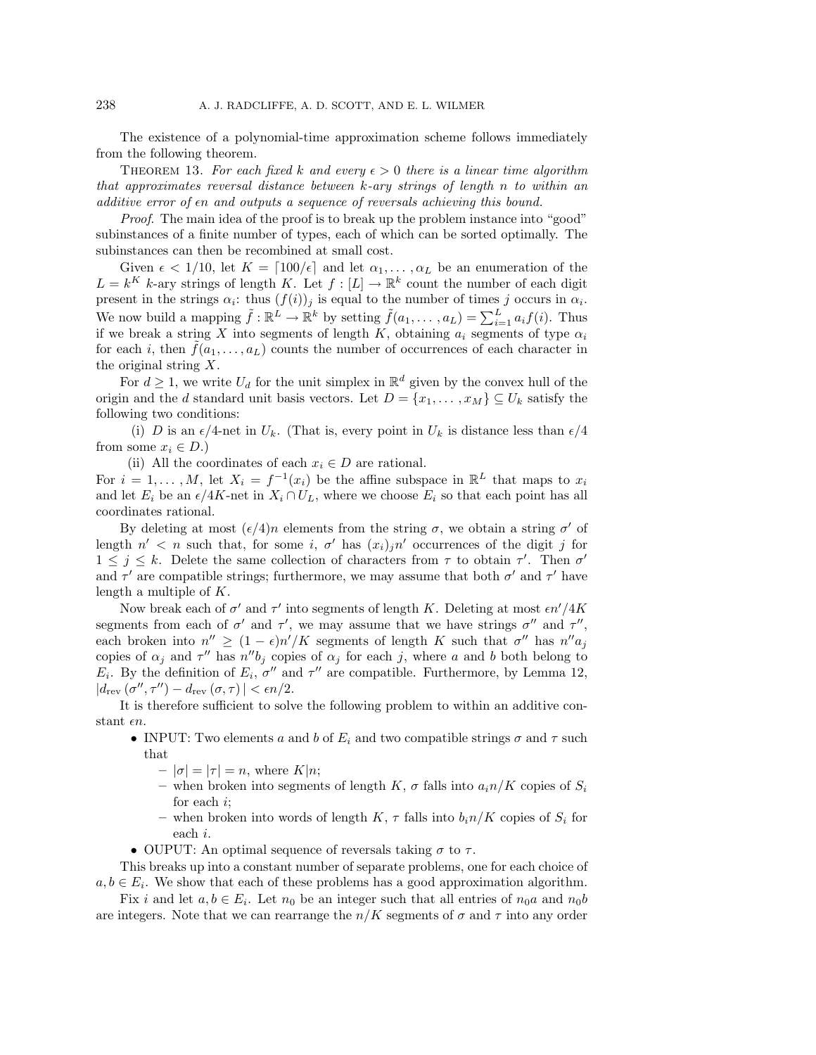The existence of a polynomial-time approximation scheme follows immediately from the following theorem.

THEOREM 13. *For each fixed $k$ and every $\epsilon > 0$ there is a linear time algorithm that approximates reversal distance between $k$-ary strings of length $n$ to within an additive error of $\epsilon n$ and outputs a sequence of reversals achieving this bound.*

*Proof*. The main idea of the proof is to break up the problem instance into "good" subinstances of a finite number of types, each of which can be sorted optimally. The subinstances can then be recombined at small cost.

Given $\epsilon < 1/10$, let $K = \lceil 100/\epsilon \rceil$ and let $\alpha_1, \dots, \alpha_L$ be an enumeration of the $L = k^K$ $k$-ary strings of length $K$. Let $f : [L] \to \mathbb{R}^k$ count the number of each digit present in the strings $\alpha_i$: thus $(f(i))_j$ is equal to the number of times $j$ occurs in $\alpha_i$. We now build a mapping $\tilde{f} : \mathbb{R}^L \to \mathbb{R}^k$ by setting $\tilde{f}(a_1, \dots, a_L) = \sum_{i=1}^{L} a_i f(i)$. Thus if we break a string $X$ into segments of length $K$, obtaining $a_i$ segments of type $\alpha_i$ for each $i$, then $\tilde{f}(a_1, \dots, a_L)$ counts the number of occurrences of each character in the original string $X$.

For $d \geq 1$, we write $U_d$ for the unit simplex in $\mathbb{R}^d$ given by the convex hull of the origin and the $d$ standard unit basis vectors. Let $D = \{x_1, \dots, x_M\} \subseteq U_k$ satisfy the following two conditions:

(i) $D$ is an $\epsilon/4$-net in $U_k$. (That is, every point in $U_k$ is distance less than $\epsilon/4$ from some $x_i \in D$.)

(ii) All the coordinates of each $x_i \in D$ are rational.

For $i = 1, \dots, M$, let $X_i = f^{-1}(x_i)$ be the affine subspace in $\mathbb{R}^L$ that maps to $x_i$ and let $E_i$ be an $\epsilon/4K$-net in $X_i \cap U_L$, where we choose $E_i$ so that each point has all coordinates rational.

By deleting at most $(\epsilon/4)n$ elements from the string $\sigma$, we obtain a string $\sigma'$ of length $n' < n$ such that, for some $i$, $\sigma'$ has $(x_i)_j n'$ occurrences of the digit $j$ for $1 \leq j \leq k$. Delete the same collection of characters from $\tau$ to obtain $\tau'$. Then $\sigma'$ and $\tau'$ are compatible strings; furthermore, we may assume that both $\sigma'$ and $\tau'$ have length a multiple of $K$.

Now break each of $\sigma'$ and $\tau'$ into segments of length $K$. Deleting at most $\epsilon n'/4K$ segments from each of $\sigma'$ and $\tau'$, we may assume that we have strings $\sigma''$ and $\tau''$, each broken into $n'' \geq (1-\epsilon)n'/K$ segments of length $K$ such that $\sigma''$ has $n'' a_j$ copies of $\alpha_j$ and $\tau''$ has $n'' b_j$ copies of $\alpha_j$ for each $j$, where $a$ and $b$ both belong to $E_i$. By the definition of $E_i$, $\sigma''$ and $\tau''$ are compatible. Furthermore, by Lemma 12, $|d_{\mathrm{rev}}(\sigma'', \tau'') - d_{\mathrm{rev}}(\sigma, \tau)| < \epsilon n/2$.

It is therefore sufficient to solve the following problem to within an additive constant $\epsilon n$.

- INPUT: Two elements $a$ and $b$ of $E_i$ and two compatible strings $\sigma$ and $\tau$ such that
  - $|\sigma| = |\tau| = n$, where $K|n$;
  - when broken into segments of length $K$, $\sigma$ falls into $a_i n/K$ copies of $S_i$ for each $i$;
  - when broken into words of length $K$, $\tau$ falls into $b_i n/K$ copies of $S_i$ for each $i$.
- OUPUT: An optimal sequence of reversals taking $\sigma$ to $\tau$.

This breaks up into a constant number of separate problems, one for each choice of $a, b \in E_i$. We show that each of these problems has a good approximation algorithm.

Fix $i$ and let $a, b \in E_i$. Let $n_0$ be an integer such that all entries of $n_0 a$ and $n_0 b$ are integers. Note that we can rearrange the $n/K$ segments of $\sigma$ and $\tau$ into any order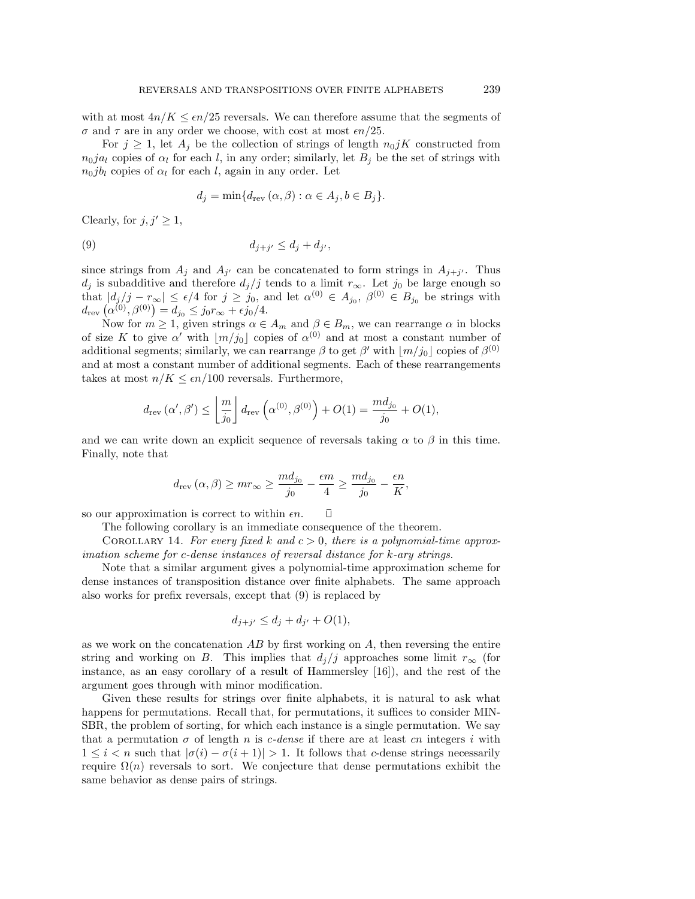with at most $4n/K \leq \epsilon n/25$ reversals. We can therefore assume that the segments of $\sigma$ and $\tau$ are in any order we choose, with cost at most $\epsilon n/25$.

For $j \geq 1$, let $A_j$ be the collection of strings of length $n_0 jK$ constructed from $n_0 j a_l$ copies of $\alpha_l$ for each $l$, in any order; similarly, let $B_j$ be the set of strings with $n_0 j b_l$ copies of $\alpha_l$ for each $l$, again in any order. Let

$$d_j = \min\{d_{\text{rev}}(\alpha, \beta) : \alpha \in A_j, b \in B_j\}.$$

Clearly, for $j, j' \geq 1$,

$$d_{j+j'} \leq d_j + d_{j'}, \tag{9}$$

since strings from $A_j$ and $A_{j'}$ can be concatenated to form strings in $A_{j+j'}$. Thus $d_j$ is subadditive and therefore $d_j/j$ tends to a limit $r_\infty$. Let $j_0$ be large enough so that $|d_j/j - r_\infty| \leq \epsilon/4$ for $j \geq j_0$, and let $\alpha^{(0)} \in A_{j_0}$, $\beta^{(0)} \in B_{j_0}$ be strings with $d_{\text{rev}}\left(\alpha^{(0)}, \beta^{(0)}\right) = d_{j_0} \leq j_0 r_\infty + \epsilon j_0/4$.

Now for $m \geq 1$, given strings $\alpha \in A_m$ and $\beta \in B_m$, we can rearrange $\alpha$ in blocks of size $K$ to give $\alpha'$ with $\lfloor m/j_0 \rfloor$ copies of $\alpha^{(0)}$ and at most a constant number of additional segments; similarly, we can rearrange $\beta$ to get $\beta'$ with $\lfloor m/j_0 \rfloor$ copies of $\beta^{(0)}$ and at most a constant number of additional segments. Each of these rearrangements takes at most $n/K \leq \epsilon n/100$ reversals. Furthermore,

$$d_{\text{rev}}(\alpha', \beta') \leq \left\lfloor \frac{m}{j_0} \right\rfloor d_{\text{rev}}\left(\alpha^{(0)}, \beta^{(0)}\right) + O(1) = \frac{m d_{j_0}}{j_0} + O(1),$$

and we can write down an explicit sequence of reversals taking $\alpha$ to $\beta$ in this time. Finally, note that

$$d_{\text{rev}}(\alpha, \beta) \geq m r_\infty \geq \frac{m d_{j_0}}{j_0} - \frac{\epsilon m}{4} \geq \frac{m d_{j_0}}{j_0} - \frac{\epsilon n}{K},$$

so our approximation is correct to within $\epsilon n$. ∎

The following corollary is an immediate consequence of the theorem.

Corollary 14. *For every fixed $k$ and $c > 0$, there is a polynomial-time approximation scheme for $c$-dense instances of reversal distance for $k$-ary strings.*

Note that a similar argument gives a polynomial-time approximation scheme for dense instances of transposition distance over finite alphabets. The same approach also works for prefix reversals, except that (9) is replaced by

$$d_{j+j'} \leq d_j + d_{j'} + O(1),$$

as we work on the concatenation $AB$ by first working on $A$, then reversing the entire string and working on $B$. This implies that $d_j/j$ approaches some limit $r_\infty$ (for instance, as an easy corollary of a result of Hammersley [16]), and the rest of the argument goes through with minor modification.

Given these results for strings over finite alphabets, it is natural to ask what happens for permutations. Recall that, for permutations, it suffices to consider MIN-SBR, the problem of sorting, for which each instance is a single permutation. We say that a permutation $\sigma$ of length $n$ is *$c$-dense* if there are at least $cn$ integers $i$ with $1 \leq i < n$ such that $|\sigma(i) - \sigma(i+1)| > 1$. It follows that $c$-dense strings necessarily require $\Omega(n)$ reversals to sort. We conjecture that dense permutations exhibit the same behavior as dense pairs of strings.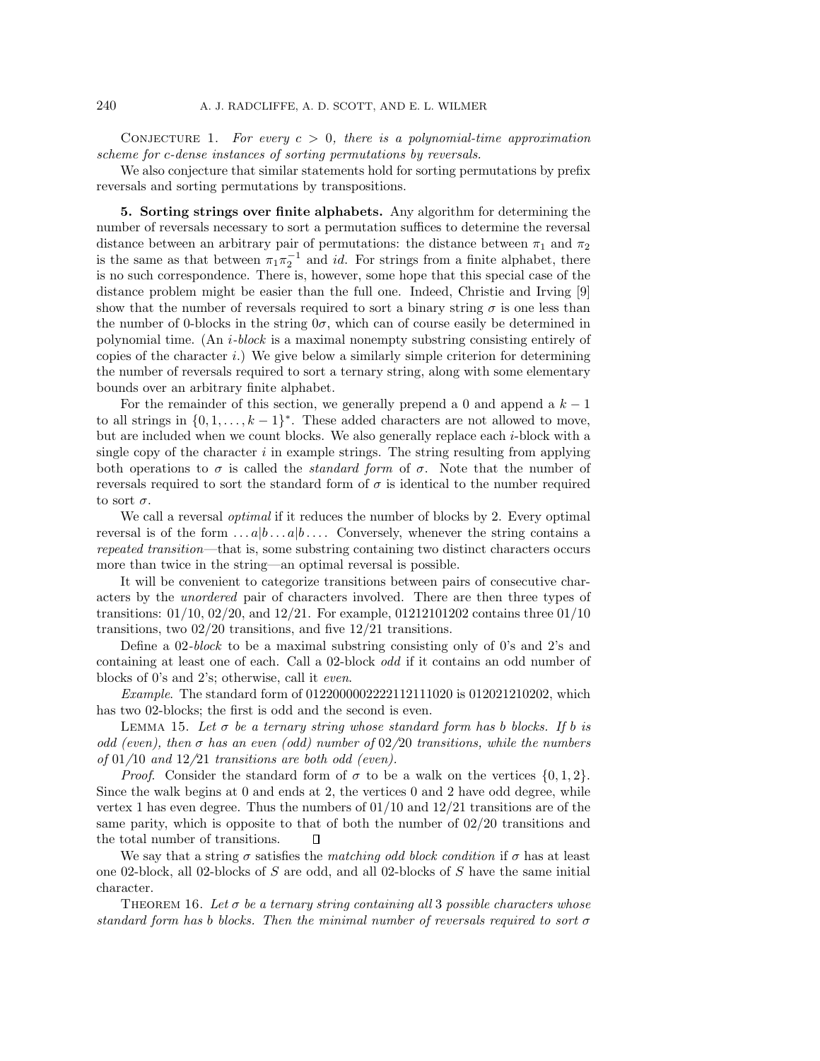Conjecture 1. *For every $c > 0$, there is a polynomial-time approximation scheme for $c$-dense instances of sorting permutations by reversals.*

We also conjecture that similar statements hold for sorting permutations by prefix reversals and sorting permutations by transpositions.

## 5. Sorting strings over finite alphabets.

Any algorithm for determining the number of reversals necessary to sort a permutation suffices to determine the reversal distance between an arbitrary pair of permutations: the distance between $\pi_1$ and $\pi_2$ is the same as that between $\pi_1\pi_2^{-1}$ and $id$. For strings from a finite alphabet, there is no such correspondence. There is, however, some hope that this special case of the distance problem might be easier than the full one. Indeed, Christie and Irving [9] show that the number of reversals required to sort a binary string $\sigma$ is one less than the number of 0-blocks in the string $0\sigma$, which can of course easily be determined in polynomial time. (An *$i$-block* is a maximal nonempty substring consisting entirely of copies of the character $i$.) We give below a similarly simple criterion for determining the number of reversals required to sort a ternary string, along with some elementary bounds over an arbitrary finite alphabet.

For the remainder of this section, we generally prepend a 0 and append a $k-1$ to all strings in $\{0, 1, \dots, k-1\}^*$. These added characters are not allowed to move, but are included when we count blocks. We also generally replace each $i$-block with a single copy of the character $i$ in example strings. The string resulting from applying both operations to $\sigma$ is called the *standard form* of $\sigma$. Note that the number of reversals required to sort the standard form of $\sigma$ is identical to the number required to sort $\sigma$.

We call a reversal *optimal* if it reduces the number of blocks by 2. Every optimal reversal is of the form $\dots a|b \dots a|b \dots$. Conversely, whenever the string contains a *repeated transition*—that is, some substring containing two distinct characters occurs more than twice in the string—an optimal reversal is possible.

It will be convenient to categorize transitions between pairs of consecutive characters by the *unordered* pair of characters involved. There are then three types of transitions: 01/10, 02/20, and 12/21. For example, 01212101202 contains three 01/10 transitions, two 02/20 transitions, and five 12/21 transitions.

Define a *02-block* to be a maximal substring consisting only of 0's and 2's and containing at least one of each. Call a 02-block *odd* if it contains an odd number of blocks of 0's and 2's; otherwise, call it *even*.

*Example*. The standard form of 0122000002222112111020 is 012021210202, which has two 02-blocks; the first is odd and the second is even.

Lemma 15. *Let $\sigma$ be a ternary string whose standard form has $b$ blocks. If $b$ is odd (even), then $\sigma$ has an even (odd) number of 02/20 transitions, while the numbers of 01/10 and 12/21 transitions are both odd (even).*

*Proof*. Consider the standard form of $\sigma$ to be a walk on the vertices $\{0, 1, 2\}$. Since the walk begins at 0 and ends at 2, the vertices 0 and 2 have odd degree, while vertex 1 has even degree. Thus the numbers of 01/10 and 12/21 transitions are of the same parity, which is opposite to that of both the number of 02/20 transitions and the total number of transitions. ∎

We say that a string $\sigma$ satisfies the *matching odd block condition* if $\sigma$ has at least one 02-block, all 02-blocks of $S$ are odd, and all 02-blocks of $S$ have the same initial character.

Theorem 16. *Let $\sigma$ be a ternary string containing all 3 possible characters whose standard form has $b$ blocks. Then the minimal number of reversals required to sort $\sigma$*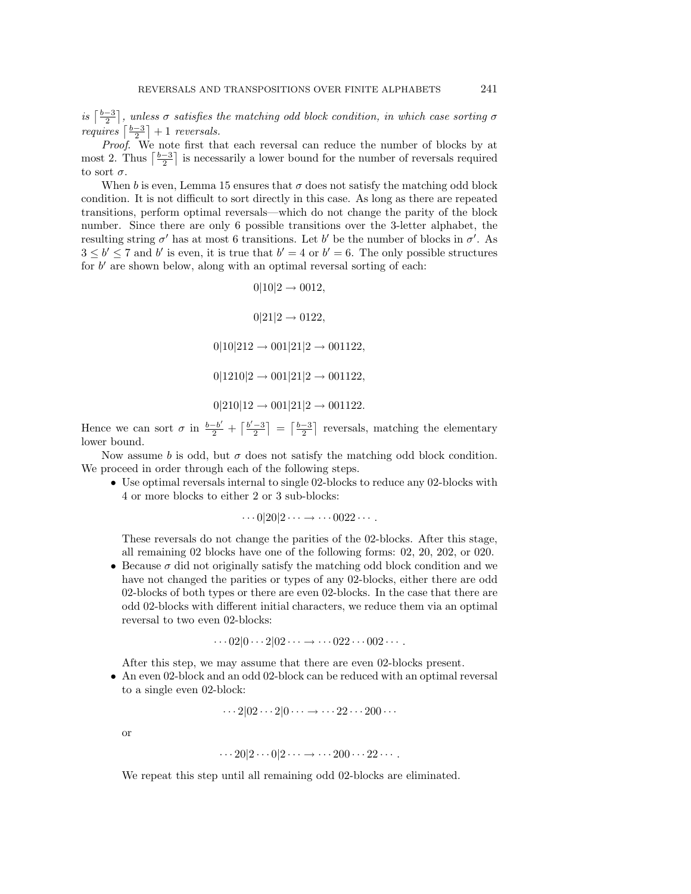*is* $\left\lceil \frac{b-3}{2} \right\rceil$*, unless* $\sigma$ *satisfies the matching odd block condition, in which case sorting* $\sigma$ *requires* $\left\lceil \frac{b-3}{2} \right\rceil + 1$ *reversals.*

*Proof.* We note first that each reversal can reduce the number of blocks by at most 2. Thus $\left\lceil \frac{b-3}{2} \right\rceil$ is necessarily a lower bound for the number of reversals required to sort $\sigma$.

When $b$ is even, Lemma 15 ensures that $\sigma$ does not satisfy the matching odd block condition. It is not difficult to sort directly in this case. As long as there are repeated transitions, perform optimal reversals—which do not change the parity of the block number. Since there are only 6 possible transitions over the 3-letter alphabet, the resulting string $\sigma'$ has at most 6 transitions. Let $b'$ be the number of blocks in $\sigma'$. As $3 \leq b' \leq 7$ and $b'$ is even, it is true that $b' = 4$ or $b' = 6$. The only possible structures for $b'$ are shown below, along with an optimal reversal sorting of each:

$$0|10|2 \to 0012,$$

$$0|21|2 \to 0122,$$

$$0|10|212 \to 001|21|2 \to 001122,$$

$$0|1210|2 \to 001|21|2 \to 001122,$$

$$0|210|12 \to 001|21|2 \to 001122.$$

Hence we can sort $\sigma$ in $\frac{b-b'}{2} + \left\lceil \frac{b'-3}{2} \right\rceil = \left\lceil \frac{b-3}{2} \right\rceil$ reversals, matching the elementary lower bound.

Now assume $b$ is odd, but $\sigma$ does not satisfy the matching odd block condition. We proceed in order through each of the following steps.

- Use optimal reversals internal to single 02-blocks to reduce any 02-blocks with 4 or more blocks to either 2 or 3 sub-blocks:

  $$\cdots 0|20|2 \cdots \to \cdots 0022 \cdots .$$

  These reversals do not change the parities of the 02-blocks. After this stage, all remaining 02 blocks have one of the following forms: 02, 20, 202, or 020.
- Because $\sigma$ did not originally satisfy the matching odd block condition and we have not changed the parities or types of any 02-blocks, either there are odd 02-blocks of both types or there are even 02-blocks. In the case that there are odd 02-blocks with different initial characters, we reduce them via an optimal reversal to two even 02-blocks:

  $$\cdots 02|0 \cdots 2|02 \cdots \to \cdots 022 \cdots 002 \cdots .$$

  After this step, we may assume that there are even 02-blocks present.
- An even 02-block and an odd 02-block can be reduced with an optimal reversal to a single even 02-block:

  $$\cdots 2|02 \cdots 2|0 \cdots \to \cdots 22 \cdots 200 \cdots$$

  or

  $$\cdots 20|2 \cdots 0|2 \cdots \to \cdots 200 \cdots 22 \cdots .$$

  We repeat this step until all remaining odd 02-blocks are eliminated.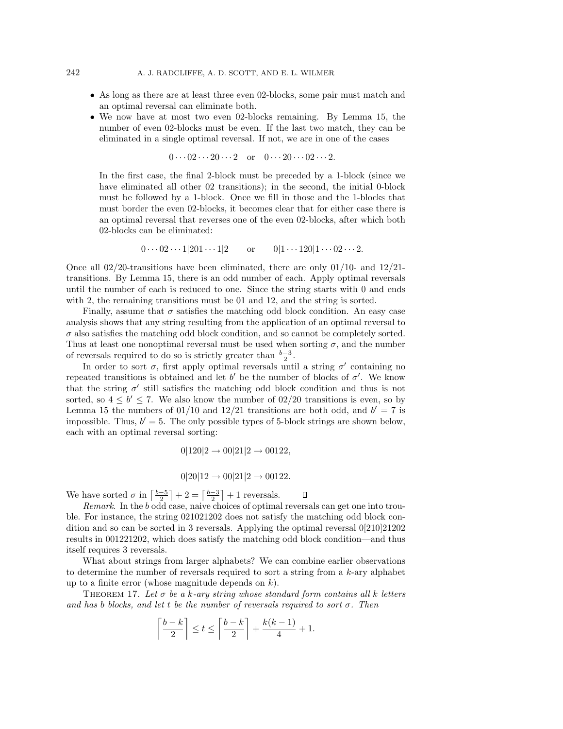- As long as there are at least three even 02-blocks, some pair must match and an optimal reversal can eliminate both.
- We now have at most two even 02-blocks remaining. By Lemma 15, the number of even 02-blocks must be even. If the last two match, they can be eliminated in a single optimal reversal. If not, we are in one of the cases

$$0 \cdots 02 \cdots 20 \cdots 2 \quad \text{or} \quad 0 \cdots 20 \cdots 02 \cdots 2.$$

  In the first case, the final 2-block must be preceded by a 1-block (since we have eliminated all other 02 transitions); in the second, the initial 0-block must be followed by a 1-block. Once we fill in those and the 1-blocks that must border the even 02-blocks, it becomes clear that for either case there is an optimal reversal that reverses one of the even 02-blocks, after which both 02-blocks can be eliminated:

$$0 \cdots 02 \cdots 1|201 \cdots 1|2 \qquad \text{or} \qquad 0|1 \cdots 120|1 \cdots 02 \cdots 2.$$

Once all 02/20-transitions have been eliminated, there are only 01/10- and 12/21-transitions. By Lemma 15, there is an odd number of each. Apply optimal reversals until the number of each is reduced to one. Since the string starts with 0 and ends with 2, the remaining transitions must be 01 and 12, and the string is sorted.

Finally, assume that $\sigma$ satisfies the matching odd block condition. An easy case analysis shows that any string resulting from the application of an optimal reversal to $\sigma$ also satisfies the matching odd block condition, and so cannot be completely sorted. Thus at least one nonoptimal reversal must be used when sorting $\sigma$, and the number of reversals required to do so is strictly greater than $\frac{b-3}{2}$.

In order to sort $\sigma$, first apply optimal reversals until a string $\sigma'$ containing no repeated transitions is obtained and let $b'$ be the number of blocks of $\sigma'$. We know that the string $\sigma'$ still satisfies the matching odd block condition and thus is not sorted, so $4 \leq b' \leq 7$. We also know the number of 02/20 transitions is even, so by Lemma 15 the numbers of 01/10 and 12/21 transitions are both odd, and $b' = 7$ is impossible. Thus, $b' = 5$. The only possible types of 5-block strings are shown below, each with an optimal reversal sorting:

$$0|120|2 \to 00|21|2 \to 00122,$$

$$0|20|12 \to 00|21|2 \to 00122.$$

We have sorted $\sigma$ in $\lceil \frac{b-5}{2} \rceil + 2 = \lceil \frac{b-3}{2} \rceil + 1$ reversals. $\square$

*Remark.* In the $b$ odd case, naive choices of optimal reversals can get one into trouble. For instance, the string 021021202 does not satisfy the matching odd block condition and so can be sorted in 3 reversals. Applying the optimal reversal 0[210]21202 results in 001221202, which does satisfy the matching odd block condition—and thus itself requires 3 reversals.

What about strings from larger alphabets? We can combine earlier observations to determine the number of reversals required to sort a string from a $k$-ary alphabet up to a finite error (whose magnitude depends on $k$).

Theorem 17. *Let $\sigma$ be a $k$-ary string whose standard form contains all $k$ letters and has $b$ blocks, and let $t$ be the number of reversals required to sort $\sigma$. Then*

$$\left\lceil \frac{b-k}{2} \right\rceil \leq t \leq \left\lceil \frac{b-k}{2} \right\rceil + \frac{k(k-1)}{4} + 1.$$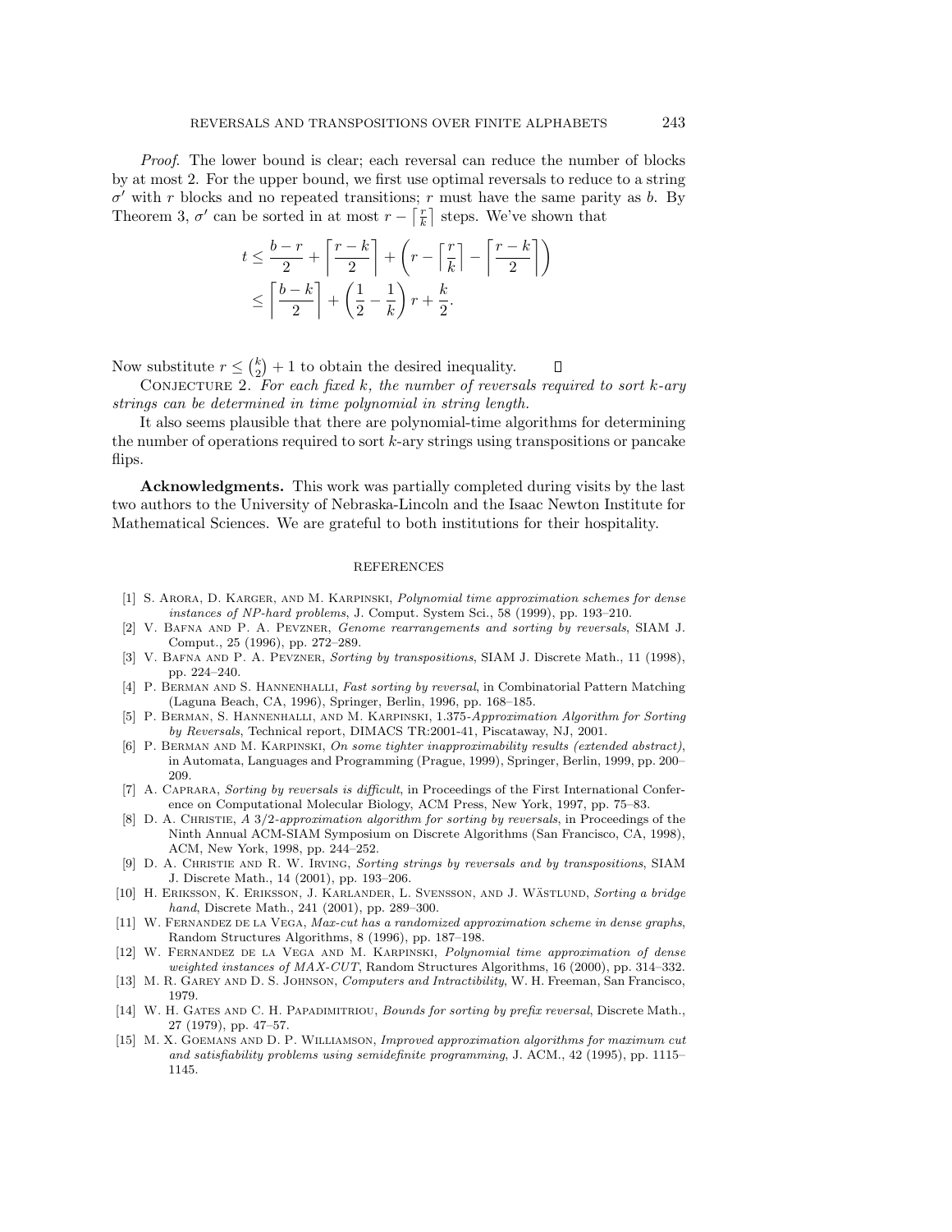*Proof*. The lower bound is clear; each reversal can reduce the number of blocks by at most 2. For the upper bound, we first use optimal reversals to reduce to a string $\sigma'$ with $r$ blocks and no repeated transitions; $r$ must have the same parity as $b$. By Theorem 3, $\sigma'$ can be sorted in at most $r - \left\lceil \frac{r}{k} \right\rceil$ steps. We've shown that

$$
\begin{aligned}
t &\leq \frac{b-r}{2} + \left\lceil \frac{r-k}{2} \right\rceil + \left( r - \left\lceil \frac{r}{k} \right\rceil - \left\lceil \frac{r-k}{2} \right\rceil \right) \\
&\leq \left\lceil \frac{b-k}{2} \right\rceil + \left( \frac{1}{2} - \frac{1}{k} \right) r + \frac{k}{2}.
\end{aligned}
$$

Now substitute $r \leq \binom{k}{2} + 1$ to obtain the desired inequality. $\square$

Conjecture 2. *For each fixed $k$, the number of reversals required to sort $k$-ary strings can be determined in time polynomial in string length.*

It also seems plausible that there are polynomial-time algorithms for determining the number of operations required to sort $k$-ary strings using transpositions or pancake flips.

**Acknowledgments.** This work was partially completed during visits by the last two authors to the University of Nebraska-Lincoln and the Isaac Newton Institute for Mathematical Sciences. We are grateful to both institutions for their hospitality.

## REFERENCES

[1] S. Arora, D. Karger, and M. Karpinski, *Polynomial time approximation schemes for dense instances of NP-hard problems*, J. Comput. System Sci., 58 (1999), pp. 193–210.

[2] V. Bafna and P. A. Pevzner, *Genome rearrangements and sorting by reversals*, SIAM J. Comput., 25 (1996), pp. 272–289.

[3] V. Bafna and P. A. Pevzner, *Sorting by transpositions*, SIAM J. Discrete Math., 11 (1998), pp. 224–240.

[4] P. Berman and S. Hannenhalli, *Fast sorting by reversal*, in Combinatorial Pattern Matching (Laguna Beach, CA, 1996), Springer, Berlin, 1996, pp. 168–185.

[5] P. Berman, S. Hannenhalli, and M. Karpinski, *1.375-Approximation Algorithm for Sorting by Reversals*, Technical report, DIMACS TR:2001-41, Piscataway, NJ, 2001.

[6] P. Berman and M. Karpinski, *On some tighter inapproximability results (extended abstract)*, in Automata, Languages and Programming (Prague, 1999), Springer, Berlin, 1999, pp. 200–209.

[7] A. Caprara, *Sorting by reversals is difficult*, in Proceedings of the First International Conference on Computational Molecular Biology, ACM Press, New York, 1997, pp. 75–83.

[8] D. A. Christie, *A 3/2-approximation algorithm for sorting by reversals*, in Proceedings of the Ninth Annual ACM-SIAM Symposium on Discrete Algorithms (San Francisco, CA, 1998), ACM, New York, 1998, pp. 244–252.

[9] D. A. Christie and R. W. Irving, *Sorting strings by reversals and by transpositions*, SIAM J. Discrete Math., 14 (2001), pp. 193–206.

[10] H. Eriksson, K. Eriksson, J. Karlander, L. Svensson, and J. Wästlund, *Sorting a bridge hand*, Discrete Math., 241 (2001), pp. 289–300.

[11] W. Fernandez de la Vega, *Max-cut has a randomized approximation scheme in dense graphs*, Random Structures Algorithms, 8 (1996), pp. 187–198.

[12] W. Fernandez de la Vega and M. Karpinski, *Polynomial time approximation of dense weighted instances of MAX-CUT*, Random Structures Algorithms, 16 (2000), pp. 314–332.

[13] M. R. Garey and D. S. Johnson, *Computers and Intractibility*, W. H. Freeman, San Francisco, 1979.

[14] W. H. Gates and C. H. Papadimitriou, *Bounds for sorting by prefix reversal*, Discrete Math., 27 (1979), pp. 47–57.

[15] M. X. Goemans and D. P. Williamson, *Improved approximation algorithms for maximum cut and satisfiability problems using semidefinite programming*, J. ACM., 42 (1995), pp. 1115–1145.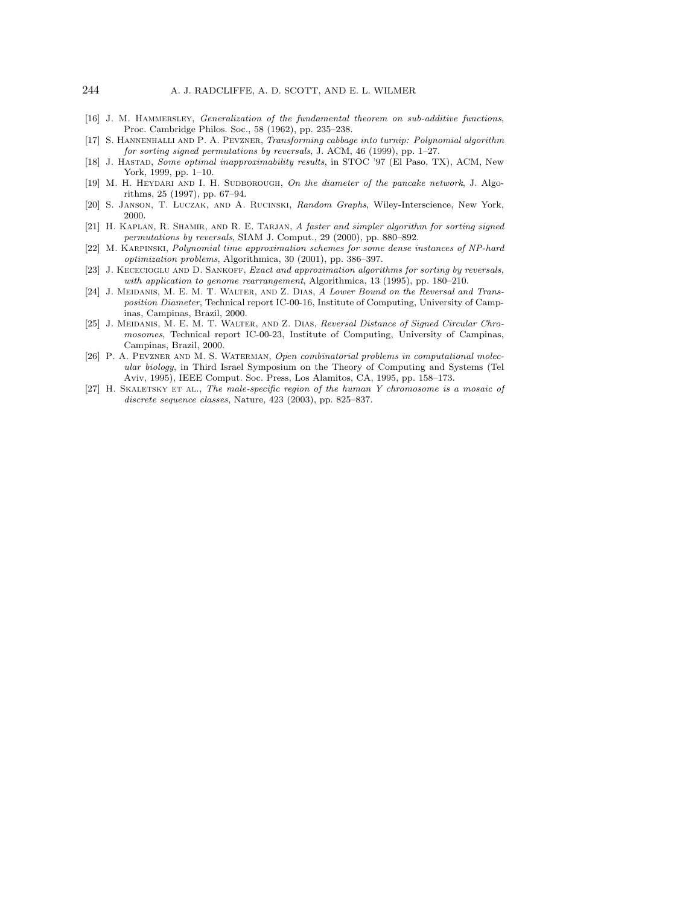[16] J. M. Hammersley, *Generalization of the fundamental theorem on sub-additive functions*, Proc. Cambridge Philos. Soc., 58 (1962), pp. 235–238.

[17] S. Hannenhalli and P. A. Pevzner, *Transforming cabbage into turnip: Polynomial algorithm for sorting signed permutations by reversals*, J. ACM, 46 (1999), pp. 1–27.

[18] J. Hastad, *Some optimal inapproximability results*, in STOC '97 (El Paso, TX), ACM, New York, 1999, pp. 1–10.

[19] M. H. Heydari and I. H. Sudborough, *On the diameter of the pancake network*, J. Algorithms, 25 (1997), pp. 67–94.

[20] S. Janson, T. Luczak, and A. Rucinski, *Random Graphs*, Wiley-Interscience, New York, 2000.

[21] H. Kaplan, R. Shamir, and R. E. Tarjan, *A faster and simpler algorithm for sorting signed permutations by reversals*, SIAM J. Comput., 29 (2000), pp. 880–892.

[22] M. Karpinski, *Polynomial time approximation schemes for some dense instances of NP-hard optimization problems*, Algorithmica, 30 (2001), pp. 386–397.

[23] J. Kececioglu and D. Sankoff, *Exact and approximation algorithms for sorting by reversals, with application to genome rearrangement*, Algorithmica, 13 (1995), pp. 180–210.

[24] J. Meidanis, M. E. M. T. Walter, and Z. Dias, *A Lower Bound on the Reversal and Transposition Diameter*, Technical report IC-00-16, Institute of Computing, University of Campinas, Campinas, Brazil, 2000.

[25] J. Meidanis, M. E. M. T. Walter, and Z. Dias, *Reversal Distance of Signed Circular Chromosomes*, Technical report IC-00-23, Institute of Computing, University of Campinas, Campinas, Brazil, 2000.

[26] P. A. Pevzner and M. S. Waterman, *Open combinatorial problems in computational molecular biology*, in Third Israel Symposium on the Theory of Computing and Systems (Tel Aviv, 1995), IEEE Comput. Soc. Press, Los Alamitos, CA, 1995, pp. 158–173.

[27] H. Skaletsky et al., *The male-specific region of the human Y chromosome is a mosaic of discrete sequence classes*, Nature, 423 (2003), pp. 825–837.